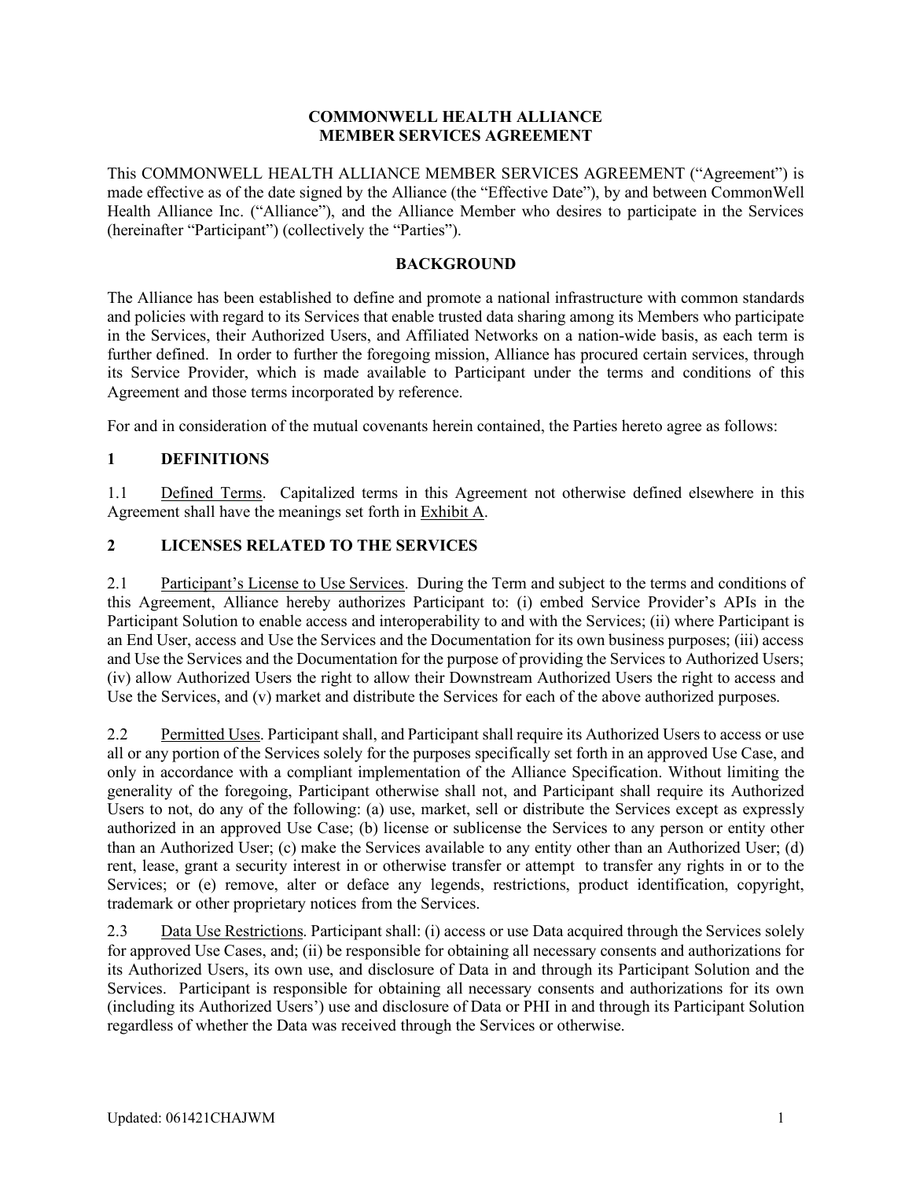# COMMONWELL HEALTH ALLIANCE
# MEMBER SERVICES AGREEMENT

This COMMONWELL HEALTH ALLIANCE MEMBER SERVICES AGREEMENT ("Agreement") is made effective as of the date signed by the Alliance (the "Effective Date"), by and between CommonWell Health Alliance Inc. ("Alliance"), and the Alliance Member who desires to participate in the Services (hereinafter "Participant") (collectively the "Parties").

## BACKGROUND

The Alliance has been established to define and promote a national infrastructure with common standards and policies with regard to its Services that enable trusted data sharing among its Members who participate in the Services, their Authorized Users, and Affiliated Networks on a nation-wide basis, as each term is further defined. In order to further the foregoing mission, Alliance has procured certain services, through its Service Provider, which is made available to Participant under the terms and conditions of this Agreement and those terms incorporated by reference.

For and in consideration of the mutual covenants herein contained, the Parties hereto agree as follows:

## 1 DEFINITIONS

1.1 Defined Terms. Capitalized terms in this Agreement not otherwise defined elsewhere in this Agreement shall have the meanings set forth in Exhibit A.

## 2 LICENSES RELATED TO THE SERVICES

2.1 Participant's License to Use Services. During the Term and subject to the terms and conditions of this Agreement, Alliance hereby authorizes Participant to: (i) embed Service Provider's APIs in the Participant Solution to enable access and interoperability to and with the Services; (ii) where Participant is an End User, access and Use the Services and the Documentation for its own business purposes; (iii) access and Use the Services and the Documentation for the purpose of providing the Services to Authorized Users; (iv) allow Authorized Users the right to allow their Downstream Authorized Users the right to access and Use the Services, and (v) market and distribute the Services for each of the above authorized purposes.

2.2 Permitted Uses. Participant shall, and Participant shall require its Authorized Users to access or use all or any portion of the Services solely for the purposes specifically set forth in an approved Use Case, and only in accordance with a compliant implementation of the Alliance Specification. Without limiting the generality of the foregoing, Participant otherwise shall not, and Participant shall require its Authorized Users to not, do any of the following: (a) use, market, sell or distribute the Services except as expressly authorized in an approved Use Case; (b) license or sublicense the Services to any person or entity other than an Authorized User; (c) make the Services available to any entity other than an Authorized User; (d) rent, lease, grant a security interest in or otherwise transfer or attempt to transfer any rights in or to the Services; or (e) remove, alter or deface any legends, restrictions, product identification, copyright, trademark or other proprietary notices from the Services.

2.3 Data Use Restrictions. Participant shall: (i) access or use Data acquired through the Services solely for approved Use Cases, and; (ii) be responsible for obtaining all necessary consents and authorizations for its Authorized Users, its own use, and disclosure of Data in and through its Participant Solution and the Services. Participant is responsible for obtaining all necessary consents and authorizations for its own (including its Authorized Users') use and disclosure of Data or PHI in and through its Participant Solution regardless of whether the Data was received through the Services or otherwise.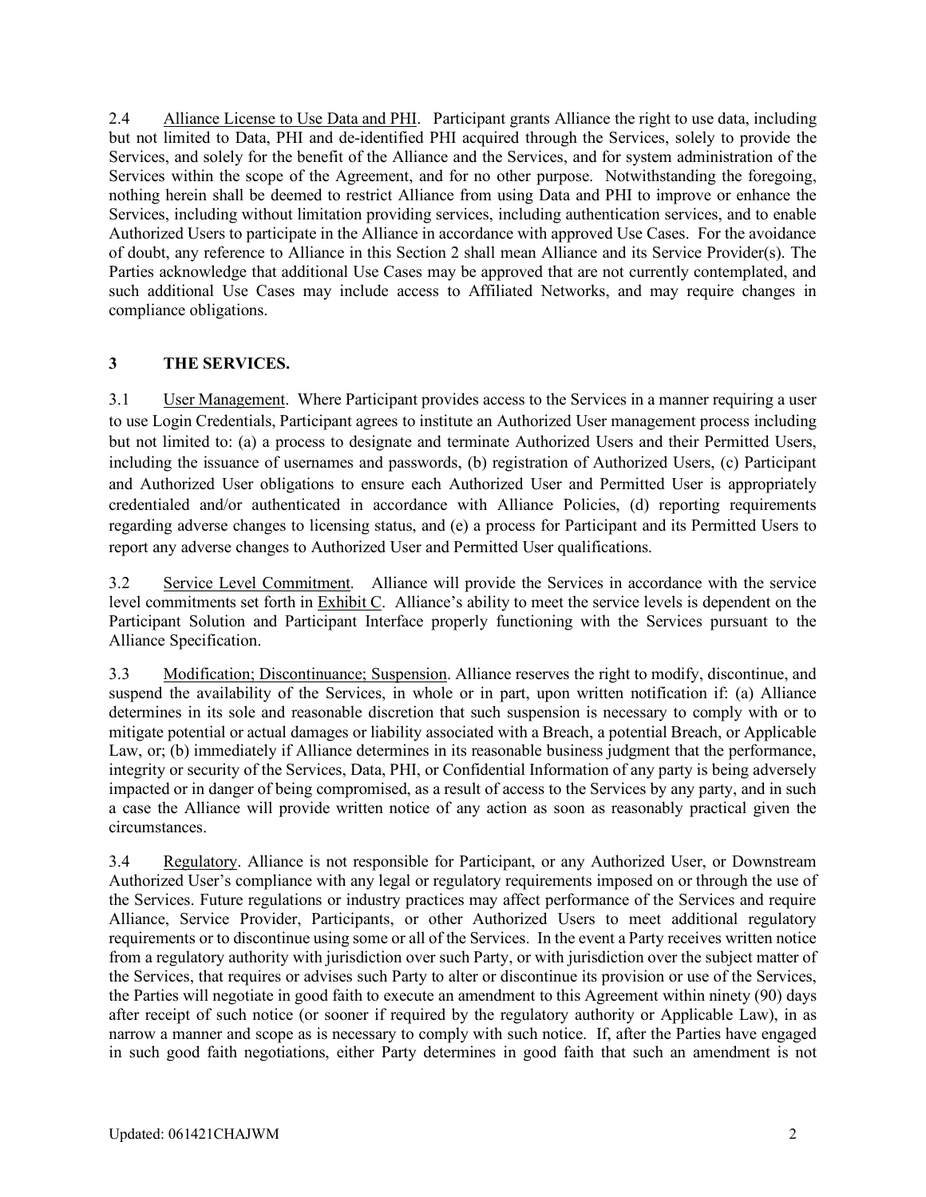2.4 Alliance License to Use Data and PHI. Participant grants Alliance the right to use data, including but not limited to Data, PHI and de-identified PHI acquired through the Services, solely to provide the Services, and solely for the benefit of the Alliance and the Services, and for system administration of the Services within the scope of the Agreement, and for no other purpose. Notwithstanding the foregoing, nothing herein shall be deemed to restrict Alliance from using Data and PHI to improve or enhance the Services, including without limitation providing services, including authentication services, and to enable Authorized Users to participate in the Alliance in accordance with approved Use Cases. For the avoidance of doubt, any reference to Alliance in this Section 2 shall mean Alliance and its Service Provider(s). The Parties acknowledge that additional Use Cases may be approved that are not currently contemplated, and such additional Use Cases may include access to Affiliated Networks, and may require changes in compliance obligations.

## 3 THE SERVICES.

3.1 User Management. Where Participant provides access to the Services in a manner requiring a user to use Login Credentials, Participant agrees to institute an Authorized User management process including but not limited to: (a) a process to designate and terminate Authorized Users and their Permitted Users, including the issuance of usernames and passwords, (b) registration of Authorized Users, (c) Participant and Authorized User obligations to ensure each Authorized User and Permitted User is appropriately credentialed and/or authenticated in accordance with Alliance Policies, (d) reporting requirements regarding adverse changes to licensing status, and (e) a process for Participant and its Permitted Users to report any adverse changes to Authorized User and Permitted User qualifications.

3.2 Service Level Commitment. Alliance will provide the Services in accordance with the service level commitments set forth in Exhibit C. Alliance's ability to meet the service levels is dependent on the Participant Solution and Participant Interface properly functioning with the Services pursuant to the Alliance Specification.

3.3 Modification; Discontinuance; Suspension. Alliance reserves the right to modify, discontinue, and suspend the availability of the Services, in whole or in part, upon written notification if: (a) Alliance determines in its sole and reasonable discretion that such suspension is necessary to comply with or to mitigate potential or actual damages or liability associated with a Breach, a potential Breach, or Applicable Law, or; (b) immediately if Alliance determines in its reasonable business judgment that the performance, integrity or security of the Services, Data, PHI, or Confidential Information of any party is being adversely impacted or in danger of being compromised, as a result of access to the Services by any party, and in such a case the Alliance will provide written notice of any action as soon as reasonably practical given the circumstances.

3.4 Regulatory. Alliance is not responsible for Participant, or any Authorized User, or Downstream Authorized User's compliance with any legal or regulatory requirements imposed on or through the use of the Services. Future regulations or industry practices may affect performance of the Services and require Alliance, Service Provider, Participants, or other Authorized Users to meet additional regulatory requirements or to discontinue using some or all of the Services. In the event a Party receives written notice from a regulatory authority with jurisdiction over such Party, or with jurisdiction over the subject matter of the Services, that requires or advises such Party to alter or discontinue its provision or use of the Services, the Parties will negotiate in good faith to execute an amendment to this Agreement within ninety (90) days after receipt of such notice (or sooner if required by the regulatory authority or Applicable Law), in as narrow a manner and scope as is necessary to comply with such notice. If, after the Parties have engaged in such good faith negotiations, either Party determines in good faith that such an amendment is not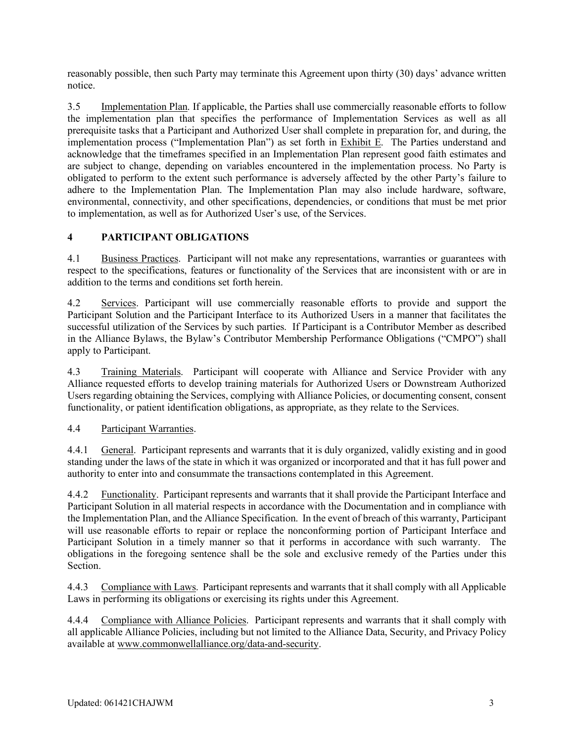reasonably possible, then such Party may terminate this Agreement upon thirty (30) days' advance written notice.

3.5 Implementation Plan. If applicable, the Parties shall use commercially reasonable efforts to follow the implementation plan that specifies the performance of Implementation Services as well as all prerequisite tasks that a Participant and Authorized User shall complete in preparation for, and during, the implementation process ("Implementation Plan") as set forth in Exhibit E. The Parties understand and acknowledge that the timeframes specified in an Implementation Plan represent good faith estimates and are subject to change, depending on variables encountered in the implementation process. No Party is obligated to perform to the extent such performance is adversely affected by the other Party's failure to adhere to the Implementation Plan. The Implementation Plan may also include hardware, software, environmental, connectivity, and other specifications, dependencies, or conditions that must be met prior to implementation, as well as for Authorized User's use, of the Services.

## 4 PARTICIPANT OBLIGATIONS

4.1 Business Practices. Participant will not make any representations, warranties or guarantees with respect to the specifications, features or functionality of the Services that are inconsistent with or are in addition to the terms and conditions set forth herein.

4.2 Services. Participant will use commercially reasonable efforts to provide and support the Participant Solution and the Participant Interface to its Authorized Users in a manner that facilitates the successful utilization of the Services by such parties. If Participant is a Contributor Member as described in the Alliance Bylaws, the Bylaw's Contributor Membership Performance Obligations ("CMPO") shall apply to Participant.

4.3 Training Materials. Participant will cooperate with Alliance and Service Provider with any Alliance requested efforts to develop training materials for Authorized Users or Downstream Authorized Users regarding obtaining the Services, complying with Alliance Policies, or documenting consent, consent functionality, or patient identification obligations, as appropriate, as they relate to the Services.

4.4 Participant Warranties.

4.4.1 General. Participant represents and warrants that it is duly organized, validly existing and in good standing under the laws of the state in which it was organized or incorporated and that it has full power and authority to enter into and consummate the transactions contemplated in this Agreement.

4.4.2 Functionality. Participant represents and warrants that it shall provide the Participant Interface and Participant Solution in all material respects in accordance with the Documentation and in compliance with the Implementation Plan, and the Alliance Specification. In the event of breach of this warranty, Participant will use reasonable efforts to repair or replace the nonconforming portion of Participant Interface and Participant Solution in a timely manner so that it performs in accordance with such warranty. The obligations in the foregoing sentence shall be the sole and exclusive remedy of the Parties under this Section.

4.4.3 Compliance with Laws. Participant represents and warrants that it shall comply with all Applicable Laws in performing its obligations or exercising its rights under this Agreement.

4.4.4 Compliance with Alliance Policies. Participant represents and warrants that it shall comply with all applicable Alliance Policies, including but not limited to the Alliance Data, Security, and Privacy Policy available at www.commonwellalliance.org/data-and-security.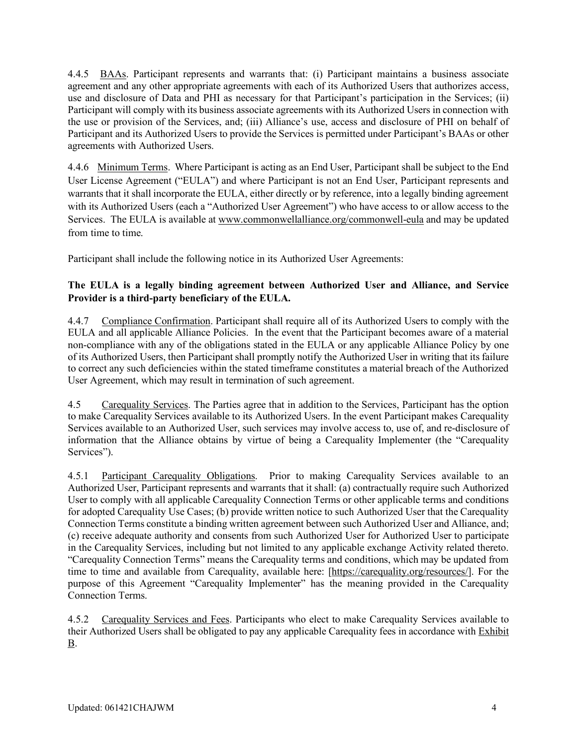4.4.5 BAAs. Participant represents and warrants that: (i) Participant maintains a business associate agreement and any other appropriate agreements with each of its Authorized Users that authorizes access, use and disclosure of Data and PHI as necessary for that Participant's participation in the Services; (ii) Participant will comply with its business associate agreements with its Authorized Users in connection with the use or provision of the Services, and; (iii) Alliance's use, access and disclosure of PHI on behalf of Participant and its Authorized Users to provide the Services is permitted under Participant's BAAs or other agreements with Authorized Users.

4.4.6 Minimum Terms. Where Participant is acting as an End User, Participant shall be subject to the End User License Agreement ("EULA") and where Participant is not an End User, Participant represents and warrants that it shall incorporate the EULA, either directly or by reference, into a legally binding agreement with its Authorized Users (each a "Authorized User Agreement") who have access to or allow access to the Services. The EULA is available at www.commonwellalliance.org/commonwell-eula and may be updated from time to time.

Participant shall include the following notice in its Authorized User Agreements:

**The EULA is a legally binding agreement between Authorized User and Alliance, and Service Provider is a third-party beneficiary of the EULA.**

4.4.7 Compliance Confirmation. Participant shall require all of its Authorized Users to comply with the EULA and all applicable Alliance Policies. In the event that the Participant becomes aware of a material non-compliance with any of the obligations stated in the EULA or any applicable Alliance Policy by one of its Authorized Users, then Participant shall promptly notify the Authorized User in writing that its failure to correct any such deficiencies within the stated timeframe constitutes a material breach of the Authorized User Agreement, which may result in termination of such agreement.

4.5 Carequality Services. The Parties agree that in addition to the Services, Participant has the option to make Carequality Services available to its Authorized Users. In the event Participant makes Carequality Services available to an Authorized User, such services may involve access to, use of, and re-disclosure of information that the Alliance obtains by virtue of being a Carequality Implementer (the "Carequality Services").

4.5.1 Participant Carequality Obligations. Prior to making Carequality Services available to an Authorized User, Participant represents and warrants that it shall: (a) contractually require such Authorized User to comply with all applicable Carequality Connection Terms or other applicable terms and conditions for adopted Carequality Use Cases; (b) provide written notice to such Authorized User that the Carequality Connection Terms constitute a binding written agreement between such Authorized User and Alliance, and; (c) receive adequate authority and consents from such Authorized User for Authorized User to participate in the Carequality Services, including but not limited to any applicable exchange Activity related thereto. "Carequality Connection Terms" means the Carequality terms and conditions, which may be updated from time to time and available from Carequality, available here: [https://carequality.org/resources/]. For the purpose of this Agreement "Carequality Implementer" has the meaning provided in the Carequality Connection Terms.

4.5.2 Carequality Services and Fees. Participants who elect to make Carequality Services available to their Authorized Users shall be obligated to pay any applicable Carequality fees in accordance with Exhibit B.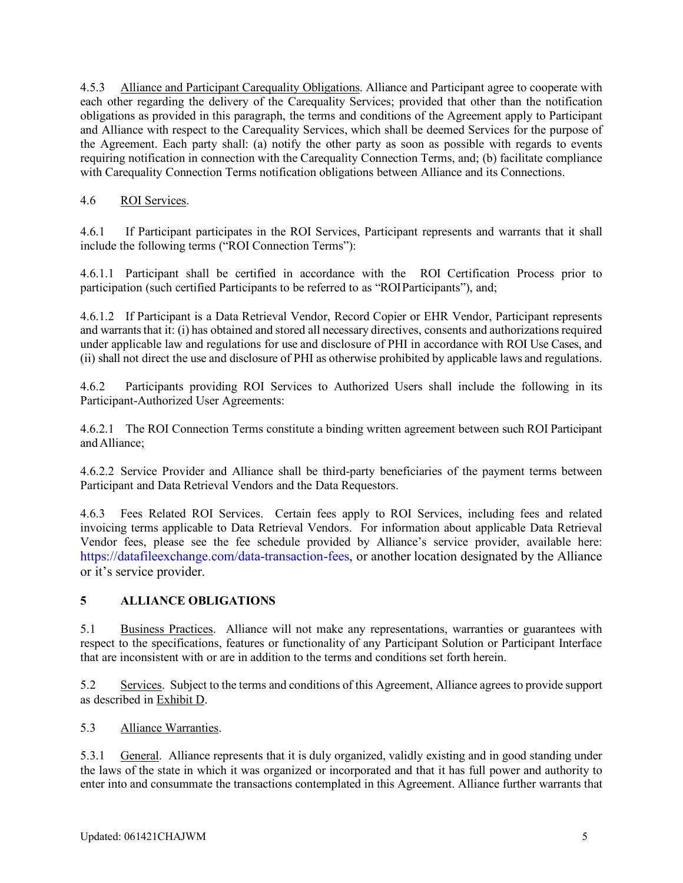4.5.3 Alliance and Participant Carequality Obligations. Alliance and Participant agree to cooperate with each other regarding the delivery of the Carequality Services; provided that other than the notification obligations as provided in this paragraph, the terms and conditions of the Agreement apply to Participant and Alliance with respect to the Carequality Services, which shall be deemed Services for the purpose of the Agreement. Each party shall: (a) notify the other party as soon as possible with regards to events requiring notification in connection with the Carequality Connection Terms, and; (b) facilitate compliance with Carequality Connection Terms notification obligations between Alliance and its Connections.

4.6 ROI Services.

4.6.1 If Participant participates in the ROI Services, Participant represents and warrants that it shall include the following terms ("ROI Connection Terms"):

4.6.1.1 Participant shall be certified in accordance with the ROI Certification Process prior to participation (such certified Participants to be referred to as "ROI Participants"), and;

4.6.1.2 If Participant is a Data Retrieval Vendor, Record Copier or EHR Vendor, Participant represents and warrants that it: (i) has obtained and stored all necessary directives, consents and authorizations required under applicable law and regulations for use and disclosure of PHI in accordance with ROI Use Cases, and (ii) shall not direct the use and disclosure of PHI as otherwise prohibited by applicable laws and regulations.

4.6.2 Participants providing ROI Services to Authorized Users shall include the following in its Participant-Authorized User Agreements:

4.6.2.1 The ROI Connection Terms constitute a binding written agreement between such ROI Participant and Alliance;

4.6.2.2 Service Provider and Alliance shall be third-party beneficiaries of the payment terms between Participant and Data Retrieval Vendors and the Data Requestors.

4.6.3 Fees Related ROI Services. Certain fees apply to ROI Services, including fees and related invoicing terms applicable to Data Retrieval Vendors. For information about applicable Data Retrieval Vendor fees, please see the fee schedule provided by Alliance's service provider, available here: https://datafileexchange.com/data-transaction-fees, or another location designated by the Alliance or it's service provider.

## 5 ALLIANCE OBLIGATIONS

5.1 Business Practices. Alliance will not make any representations, warranties or guarantees with respect to the specifications, features or functionality of any Participant Solution or Participant Interface that are inconsistent with or are in addition to the terms and conditions set forth herein.

5.2 Services. Subject to the terms and conditions of this Agreement, Alliance agrees to provide support as described in Exhibit D.

5.3 Alliance Warranties.

5.3.1 General. Alliance represents that it is duly organized, validly existing and in good standing under the laws of the state in which it was organized or incorporated and that it has full power and authority to enter into and consummate the transactions contemplated in this Agreement. Alliance further warrants that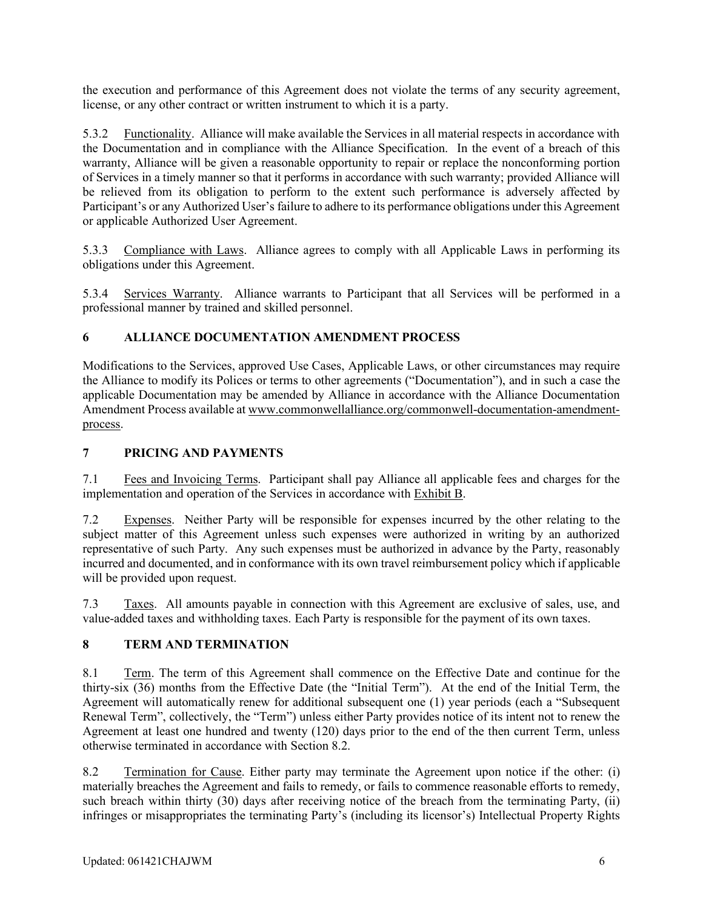the execution and performance of this Agreement does not violate the terms of any security agreement, license, or any other contract or written instrument to which it is a party.

5.3.2 Functionality. Alliance will make available the Services in all material respects in accordance with the Documentation and in compliance with the Alliance Specification. In the event of a breach of this warranty, Alliance will be given a reasonable opportunity to repair or replace the nonconforming portion of Services in a timely manner so that it performs in accordance with such warranty; provided Alliance will be relieved from its obligation to perform to the extent such performance is adversely affected by Participant's or any Authorized User's failure to adhere to its performance obligations under this Agreement or applicable Authorized User Agreement.

5.3.3 Compliance with Laws. Alliance agrees to comply with all Applicable Laws in performing its obligations under this Agreement.

5.3.4 Services Warranty. Alliance warrants to Participant that all Services will be performed in a professional manner by trained and skilled personnel.

## 6 ALLIANCE DOCUMENTATION AMENDMENT PROCESS

Modifications to the Services, approved Use Cases, Applicable Laws, or other circumstances may require the Alliance to modify its Polices or terms to other agreements ("Documentation"), and in such a case the applicable Documentation may be amended by Alliance in accordance with the Alliance Documentation Amendment Process available at www.commonwellalliance.org/commonwell-documentation-amendment-process.

## 7 PRICING AND PAYMENTS

7.1 Fees and Invoicing Terms. Participant shall pay Alliance all applicable fees and charges for the implementation and operation of the Services in accordance with Exhibit B.

7.2 Expenses. Neither Party will be responsible for expenses incurred by the other relating to the subject matter of this Agreement unless such expenses were authorized in writing by an authorized representative of such Party. Any such expenses must be authorized in advance by the Party, reasonably incurred and documented, and in conformance with its own travel reimbursement policy which if applicable will be provided upon request.

7.3 Taxes. All amounts payable in connection with this Agreement are exclusive of sales, use, and value-added taxes and withholding taxes. Each Party is responsible for the payment of its own taxes.

## 8 TERM AND TERMINATION

8.1 Term. The term of this Agreement shall commence on the Effective Date and continue for the thirty-six (36) months from the Effective Date (the "Initial Term"). At the end of the Initial Term, the Agreement will automatically renew for additional subsequent one (1) year periods (each a "Subsequent Renewal Term", collectively, the "Term") unless either Party provides notice of its intent not to renew the Agreement at least one hundred and twenty (120) days prior to the end of the then current Term, unless otherwise terminated in accordance with Section 8.2.

8.2 Termination for Cause. Either party may terminate the Agreement upon notice if the other: (i) materially breaches the Agreement and fails to remedy, or fails to commence reasonable efforts to remedy, such breach within thirty (30) days after receiving notice of the breach from the terminating Party, (ii) infringes or misappropriates the terminating Party's (including its licensor's) Intellectual Property Rights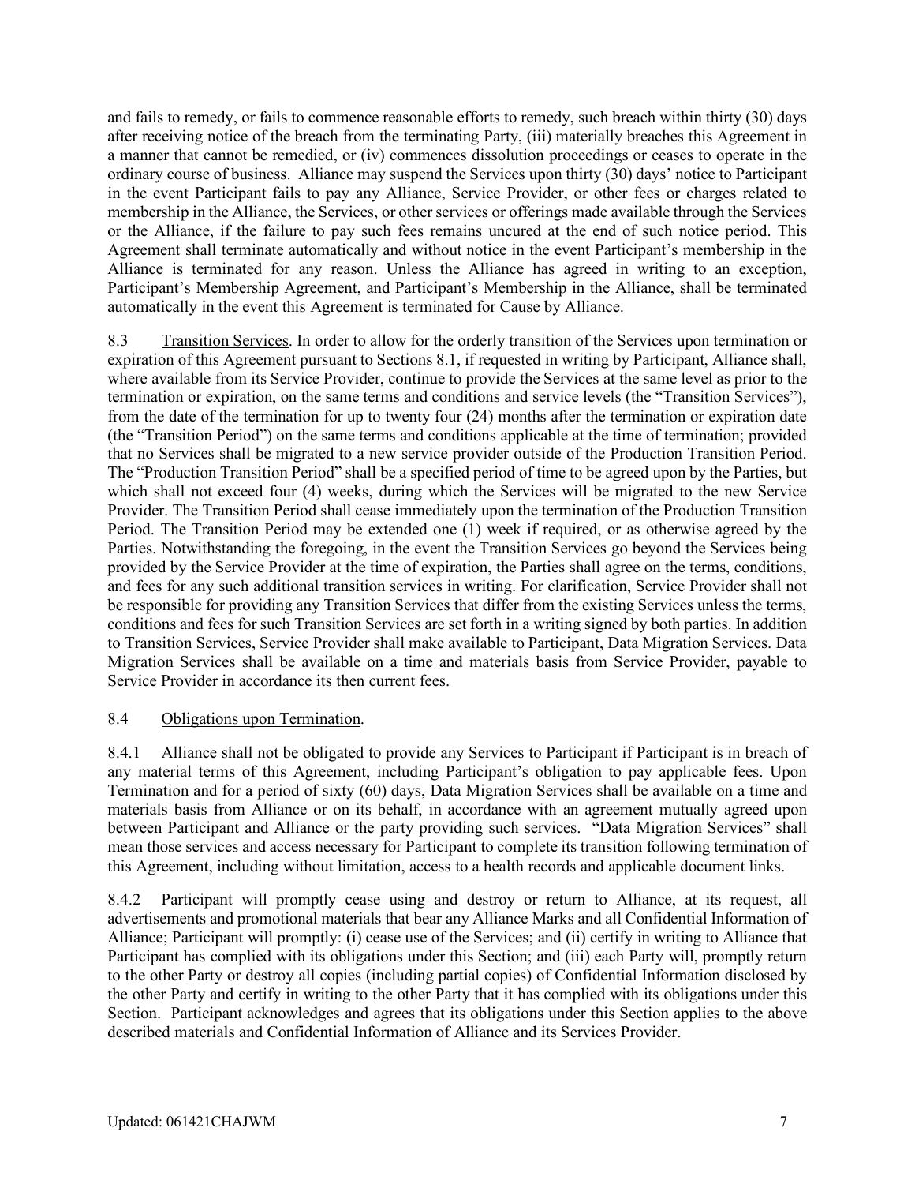and fails to remedy, or fails to commence reasonable efforts to remedy, such breach within thirty (30) days after receiving notice of the breach from the terminating Party, (iii) materially breaches this Agreement in a manner that cannot be remedied, or (iv) commences dissolution proceedings or ceases to operate in the ordinary course of business. Alliance may suspend the Services upon thirty (30) days' notice to Participant in the event Participant fails to pay any Alliance, Service Provider, or other fees or charges related to membership in the Alliance, the Services, or other services or offerings made available through the Services or the Alliance, if the failure to pay such fees remains uncured at the end of such notice period. This Agreement shall terminate automatically and without notice in the event Participant's membership in the Alliance is terminated for any reason. Unless the Alliance has agreed in writing to an exception, Participant's Membership Agreement, and Participant's Membership in the Alliance, shall be terminated automatically in the event this Agreement is terminated for Cause by Alliance.

8.3 Transition Services. In order to allow for the orderly transition of the Services upon termination or expiration of this Agreement pursuant to Sections 8.1, if requested in writing by Participant, Alliance shall, where available from its Service Provider, continue to provide the Services at the same level as prior to the termination or expiration, on the same terms and conditions and service levels (the "Transition Services"), from the date of the termination for up to twenty four (24) months after the termination or expiration date (the "Transition Period") on the same terms and conditions applicable at the time of termination; provided that no Services shall be migrated to a new service provider outside of the Production Transition Period. The "Production Transition Period" shall be a specified period of time to be agreed upon by the Parties, but which shall not exceed four (4) weeks, during which the Services will be migrated to the new Service Provider. The Transition Period shall cease immediately upon the termination of the Production Transition Period. The Transition Period may be extended one (1) week if required, or as otherwise agreed by the Parties. Notwithstanding the foregoing, in the event the Transition Services go beyond the Services being provided by the Service Provider at the time of expiration, the Parties shall agree on the terms, conditions, and fees for any such additional transition services in writing. For clarification, Service Provider shall not be responsible for providing any Transition Services that differ from the existing Services unless the terms, conditions and fees for such Transition Services are set forth in a writing signed by both parties. In addition to Transition Services, Service Provider shall make available to Participant, Data Migration Services. Data Migration Services shall be available on a time and materials basis from Service Provider, payable to Service Provider in accordance its then current fees.

8.4 Obligations upon Termination.

8.4.1 Alliance shall not be obligated to provide any Services to Participant if Participant is in breach of any material terms of this Agreement, including Participant's obligation to pay applicable fees. Upon Termination and for a period of sixty (60) days, Data Migration Services shall be available on a time and materials basis from Alliance or on its behalf, in accordance with an agreement mutually agreed upon between Participant and Alliance or the party providing such services. "Data Migration Services" shall mean those services and access necessary for Participant to complete its transition following termination of this Agreement, including without limitation, access to a health records and applicable document links.

8.4.2 Participant will promptly cease using and destroy or return to Alliance, at its request, all advertisements and promotional materials that bear any Alliance Marks and all Confidential Information of Alliance; Participant will promptly: (i) cease use of the Services; and (ii) certify in writing to Alliance that Participant has complied with its obligations under this Section; and (iii) each Party will, promptly return to the other Party or destroy all copies (including partial copies) of Confidential Information disclosed by the other Party and certify in writing to the other Party that it has complied with its obligations under this Section. Participant acknowledges and agrees that its obligations under this Section applies to the above described materials and Confidential Information of Alliance and its Services Provider.

Updated: 061421CHAJWM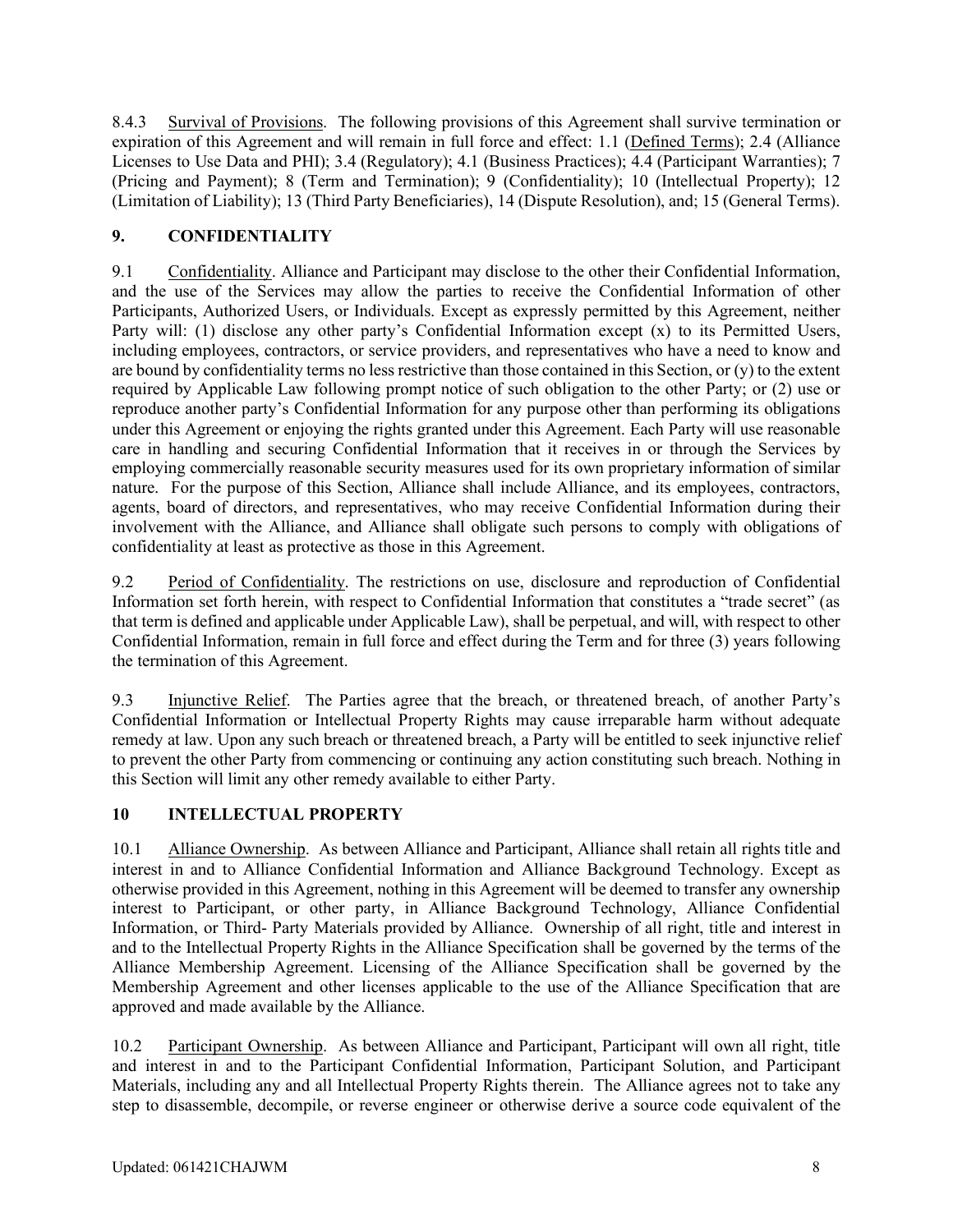8.4.3 Survival of Provisions. The following provisions of this Agreement shall survive termination or expiration of this Agreement and will remain in full force and effect: 1.1 (Defined Terms); 2.4 (Alliance Licenses to Use Data and PHI); 3.4 (Regulatory); 4.1 (Business Practices); 4.4 (Participant Warranties); 7 (Pricing and Payment); 8 (Term and Termination); 9 (Confidentiality); 10 (Intellectual Property); 12 (Limitation of Liability); 13 (Third Party Beneficiaries), 14 (Dispute Resolution), and; 15 (General Terms).

## 9. CONFIDENTIALITY

9.1 Confidentiality. Alliance and Participant may disclose to the other their Confidential Information, and the use of the Services may allow the parties to receive the Confidential Information of other Participants, Authorized Users, or Individuals. Except as expressly permitted by this Agreement, neither Party will: (1) disclose any other party's Confidential Information except (x) to its Permitted Users, including employees, contractors, or service providers, and representatives who have a need to know and are bound by confidentiality terms no less restrictive than those contained in this Section, or (y) to the extent required by Applicable Law following prompt notice of such obligation to the other Party; or (2) use or reproduce another party's Confidential Information for any purpose other than performing its obligations under this Agreement or enjoying the rights granted under this Agreement. Each Party will use reasonable care in handling and securing Confidential Information that it receives in or through the Services by employing commercially reasonable security measures used for its own proprietary information of similar nature. For the purpose of this Section, Alliance shall include Alliance, and its employees, contractors, agents, board of directors, and representatives, who may receive Confidential Information during their involvement with the Alliance, and Alliance shall obligate such persons to comply with obligations of confidentiality at least as protective as those in this Agreement.

9.2 Period of Confidentiality. The restrictions on use, disclosure and reproduction of Confidential Information set forth herein, with respect to Confidential Information that constitutes a "trade secret" (as that term is defined and applicable under Applicable Law), shall be perpetual, and will, with respect to other Confidential Information, remain in full force and effect during the Term and for three (3) years following the termination of this Agreement.

9.3 Injunctive Relief. The Parties agree that the breach, or threatened breach, of another Party's Confidential Information or Intellectual Property Rights may cause irreparable harm without adequate remedy at law. Upon any such breach or threatened breach, a Party will be entitled to seek injunctive relief to prevent the other Party from commencing or continuing any action constituting such breach. Nothing in this Section will limit any other remedy available to either Party.

## 10 INTELLECTUAL PROPERTY

10.1 Alliance Ownership. As between Alliance and Participant, Alliance shall retain all rights title and interest in and to Alliance Confidential Information and Alliance Background Technology. Except as otherwise provided in this Agreement, nothing in this Agreement will be deemed to transfer any ownership interest to Participant, or other party, in Alliance Background Technology, Alliance Confidential Information, or Third- Party Materials provided by Alliance. Ownership of all right, title and interest in and to the Intellectual Property Rights in the Alliance Specification shall be governed by the terms of the Alliance Membership Agreement. Licensing of the Alliance Specification shall be governed by the Membership Agreement and other licenses applicable to the use of the Alliance Specification that are approved and made available by the Alliance.

10.2 Participant Ownership. As between Alliance and Participant, Participant will own all right, title and interest in and to the Participant Confidential Information, Participant Solution, and Participant Materials, including any and all Intellectual Property Rights therein. The Alliance agrees not to take any step to disassemble, decompile, or reverse engineer or otherwise derive a source code equivalent of the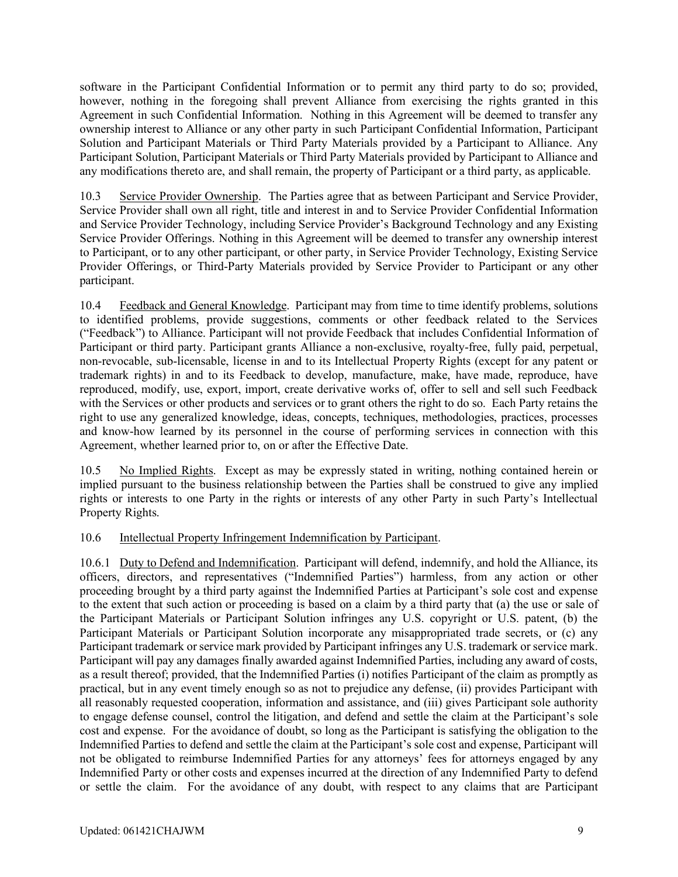software in the Participant Confidential Information or to permit any third party to do so; provided, however, nothing in the foregoing shall prevent Alliance from exercising the rights granted in this Agreement in such Confidential Information. Nothing in this Agreement will be deemed to transfer any ownership interest to Alliance or any other party in such Participant Confidential Information, Participant Solution and Participant Materials or Third Party Materials provided by a Participant to Alliance. Any Participant Solution, Participant Materials or Third Party Materials provided by Participant to Alliance and any modifications thereto are, and shall remain, the property of Participant or a third party, as applicable.

10.3 Service Provider Ownership. The Parties agree that as between Participant and Service Provider, Service Provider shall own all right, title and interest in and to Service Provider Confidential Information and Service Provider Technology, including Service Provider's Background Technology and any Existing Service Provider Offerings. Nothing in this Agreement will be deemed to transfer any ownership interest to Participant, or to any other participant, or other party, in Service Provider Technology, Existing Service Provider Offerings, or Third-Party Materials provided by Service Provider to Participant or any other participant.

10.4 Feedback and General Knowledge. Participant may from time to time identify problems, solutions to identified problems, provide suggestions, comments or other feedback related to the Services ("Feedback") to Alliance. Participant will not provide Feedback that includes Confidential Information of Participant or third party. Participant grants Alliance a non-exclusive, royalty-free, fully paid, perpetual, non-revocable, sub-licensable, license in and to its Intellectual Property Rights (except for any patent or trademark rights) in and to its Feedback to develop, manufacture, make, have made, reproduce, have reproduced, modify, use, export, import, create derivative works of, offer to sell and sell such Feedback with the Services or other products and services or to grant others the right to do so. Each Party retains the right to use any generalized knowledge, ideas, concepts, techniques, methodologies, practices, processes and know-how learned by its personnel in the course of performing services in connection with this Agreement, whether learned prior to, on or after the Effective Date.

10.5 No Implied Rights. Except as may be expressly stated in writing, nothing contained herein or implied pursuant to the business relationship between the Parties shall be construed to give any implied rights or interests to one Party in the rights or interests of any other Party in such Party's Intellectual Property Rights.

10.6 Intellectual Property Infringement Indemnification by Participant.

10.6.1 Duty to Defend and Indemnification. Participant will defend, indemnify, and hold the Alliance, its officers, directors, and representatives ("Indemnified Parties") harmless, from any action or other proceeding brought by a third party against the Indemnified Parties at Participant's sole cost and expense to the extent that such action or proceeding is based on a claim by a third party that (a) the use or sale of the Participant Materials or Participant Solution infringes any U.S. copyright or U.S. patent, (b) the Participant Materials or Participant Solution incorporate any misappropriated trade secrets, or (c) any Participant trademark or service mark provided by Participant infringes any U.S. trademark or service mark. Participant will pay any damages finally awarded against Indemnified Parties, including any award of costs, as a result thereof; provided, that the Indemnified Parties (i) notifies Participant of the claim as promptly as practical, but in any event timely enough so as not to prejudice any defense, (ii) provides Participant with all reasonably requested cooperation, information and assistance, and (iii) gives Participant sole authority to engage defense counsel, control the litigation, and defend and settle the claim at the Participant's sole cost and expense. For the avoidance of doubt, so long as the Participant is satisfying the obligation to the Indemnified Parties to defend and settle the claim at the Participant's sole cost and expense, Participant will not be obligated to reimburse Indemnified Parties for any attorneys' fees for attorneys engaged by any Indemnified Party or other costs and expenses incurred at the direction of any Indemnified Party to defend or settle the claim. For the avoidance of any doubt, with respect to any claims that are Participant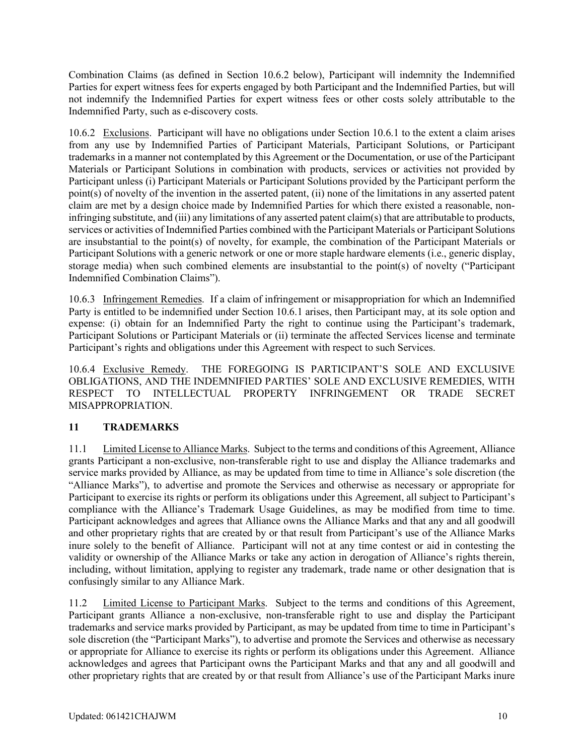Combination Claims (as defined in Section 10.6.2 below), Participant will indemnity the Indemnified Parties for expert witness fees for experts engaged by both Participant and the Indemnified Parties, but will not indemnify the Indemnified Parties for expert witness fees or other costs solely attributable to the Indemnified Party, such as e-discovery costs.

10.6.2 Exclusions. Participant will have no obligations under Section 10.6.1 to the extent a claim arises from any use by Indemnified Parties of Participant Materials, Participant Solutions, or Participant trademarks in a manner not contemplated by this Agreement or the Documentation, or use of the Participant Materials or Participant Solutions in combination with products, services or activities not provided by Participant unless (i) Participant Materials or Participant Solutions provided by the Participant perform the point(s) of novelty of the invention in the asserted patent, (ii) none of the limitations in any asserted patent claim are met by a design choice made by Indemnified Parties for which there existed a reasonable, non-infringing substitute, and (iii) any limitations of any asserted patent claim(s) that are attributable to products, services or activities of Indemnified Parties combined with the Participant Materials or Participant Solutions are insubstantial to the point(s) of novelty, for example, the combination of the Participant Materials or Participant Solutions with a generic network or one or more staple hardware elements (i.e., generic display, storage media) when such combined elements are insubstantial to the point(s) of novelty ("Participant Indemnified Combination Claims").

10.6.3 Infringement Remedies. If a claim of infringement or misappropriation for which an Indemnified Party is entitled to be indemnified under Section 10.6.1 arises, then Participant may, at its sole option and expense: (i) obtain for an Indemnified Party the right to continue using the Participant's trademark, Participant Solutions or Participant Materials or (ii) terminate the affected Services license and terminate Participant's rights and obligations under this Agreement with respect to such Services.

10.6.4 Exclusive Remedy. THE FOREGOING IS PARTICIPANT'S SOLE AND EXCLUSIVE OBLIGATIONS, AND THE INDEMNIFIED PARTIES' SOLE AND EXCLUSIVE REMEDIES, WITH RESPECT TO INTELLECTUAL PROPERTY INFRINGEMENT OR TRADE SECRET MISAPPROPRIATION.

## 11 TRADEMARKS

11.1 Limited License to Alliance Marks. Subject to the terms and conditions of this Agreement, Alliance grants Participant a non-exclusive, non-transferable right to use and display the Alliance trademarks and service marks provided by Alliance, as may be updated from time to time in Alliance's sole discretion (the "Alliance Marks"), to advertise and promote the Services and otherwise as necessary or appropriate for Participant to exercise its rights or perform its obligations under this Agreement, all subject to Participant's compliance with the Alliance's Trademark Usage Guidelines, as may be modified from time to time. Participant acknowledges and agrees that Alliance owns the Alliance Marks and that any and all goodwill and other proprietary rights that are created by or that result from Participant's use of the Alliance Marks inure solely to the benefit of Alliance. Participant will not at any time contest or aid in contesting the validity or ownership of the Alliance Marks or take any action in derogation of Alliance's rights therein, including, without limitation, applying to register any trademark, trade name or other designation that is confusingly similar to any Alliance Mark.

11.2 Limited License to Participant Marks. Subject to the terms and conditions of this Agreement, Participant grants Alliance a non-exclusive, non-transferable right to use and display the Participant trademarks and service marks provided by Participant, as may be updated from time to time in Participant's sole discretion (the "Participant Marks"), to advertise and promote the Services and otherwise as necessary or appropriate for Alliance to exercise its rights or perform its obligations under this Agreement. Alliance acknowledges and agrees that Participant owns the Participant Marks and that any and all goodwill and other proprietary rights that are created by or that result from Alliance's use of the Participant Marks inure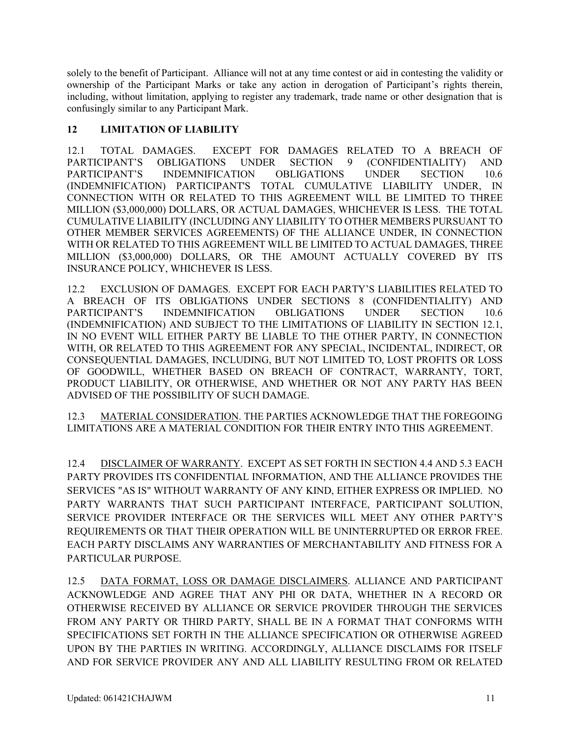solely to the benefit of Participant. Alliance will not at any time contest or aid in contesting the validity or ownership of the Participant Marks or take any action in derogation of Participant's rights therein, including, without limitation, applying to register any trademark, trade name or other designation that is confusingly similar to any Participant Mark.

## 12 LIMITATION OF LIABILITY

12.1 TOTAL DAMAGES. EXCEPT FOR DAMAGES RELATED TO A BREACH OF PARTICIPANT'S OBLIGATIONS UNDER SECTION 9 (CONFIDENTIALITY) AND PARTICIPANT'S INDEMNIFICATION OBLIGATIONS UNDER SECTION 10.6 (INDEMNIFICATION) PARTICIPANT'S TOTAL CUMULATIVE LIABILITY UNDER, IN CONNECTION WITH OR RELATED TO THIS AGREEMENT WILL BE LIMITED TO THREE MILLION ($3,000,000) DOLLARS, OR ACTUAL DAMAGES, WHICHEVER IS LESS. THE TOTAL CUMULATIVE LIABILITY (INCLUDING ANY LIABILITY TO OTHER MEMBERS PURSUANT TO OTHER MEMBER SERVICES AGREEMENTS) OF THE ALLIANCE UNDER, IN CONNECTION WITH OR RELATED TO THIS AGREEMENT WILL BE LIMITED TO ACTUAL DAMAGES, THREE MILLION ($3,000,000) DOLLARS, OR THE AMOUNT ACTUALLY COVERED BY ITS INSURANCE POLICY, WHICHEVER IS LESS.

12.2 EXCLUSION OF DAMAGES. EXCEPT FOR EACH PARTY'S LIABILITIES RELATED TO A BREACH OF ITS OBLIGATIONS UNDER SECTIONS 8 (CONFIDENTIALITY) AND PARTICIPANT'S INDEMNIFICATION OBLIGATIONS UNDER SECTION 10.6 (INDEMNIFICATION) AND SUBJECT TO THE LIMITATIONS OF LIABILITY IN SECTION 12.1, IN NO EVENT WILL EITHER PARTY BE LIABLE TO THE OTHER PARTY, IN CONNECTION WITH, OR RELATED TO THIS AGREEMENT FOR ANY SPECIAL, INCIDENTAL, INDIRECT, OR CONSEQUENTIAL DAMAGES, INCLUDING, BUT NOT LIMITED TO, LOST PROFITS OR LOSS OF GOODWILL, WHETHER BASED ON BREACH OF CONTRACT, WARRANTY, TORT, PRODUCT LIABILITY, OR OTHERWISE, AND WHETHER OR NOT ANY PARTY HAS BEEN ADVISED OF THE POSSIBILITY OF SUCH DAMAGE.

12.3 <u>MATERIAL CONSIDERATION</u>. THE PARTIES ACKNOWLEDGE THAT THE FOREGOING LIMITATIONS ARE A MATERIAL CONDITION FOR THEIR ENTRY INTO THIS AGREEMENT.

12.4 <u>DISCLAIMER OF WARRANTY</u>. EXCEPT AS SET FORTH IN SECTION 4.4 AND 5.3 EACH PARTY PROVIDES ITS CONFIDENTIAL INFORMATION, AND THE ALLIANCE PROVIDES THE SERVICES "AS IS" WITHOUT WARRANTY OF ANY KIND, EITHER EXPRESS OR IMPLIED. NO PARTY WARRANTS THAT SUCH PARTICIPANT INTERFACE, PARTICIPANT SOLUTION, SERVICE PROVIDER INTERFACE OR THE SERVICES WILL MEET ANY OTHER PARTY'S REQUIREMENTS OR THAT THEIR OPERATION WILL BE UNINTERRUPTED OR ERROR FREE. EACH PARTY DISCLAIMS ANY WARRANTIES OF MERCHANTABILITY AND FITNESS FOR A PARTICULAR PURPOSE.

12.5 <u>DATA FORMAT, LOSS OR DAMAGE DISCLAIMERS</u>. ALLIANCE AND PARTICIPANT ACKNOWLEDGE AND AGREE THAT ANY PHI OR DATA, WHETHER IN A RECORD OR OTHERWISE RECEIVED BY ALLIANCE OR SERVICE PROVIDER THROUGH THE SERVICES FROM ANY PARTY OR THIRD PARTY, SHALL BE IN A FORMAT THAT CONFORMS WITH SPECIFICATIONS SET FORTH IN THE ALLIANCE SPECIFICATION OR OTHERWISE AGREED UPON BY THE PARTIES IN WRITING. ACCORDINGLY, ALLIANCE DISCLAIMS FOR ITSELF AND FOR SERVICE PROVIDER ANY AND ALL LIABILITY RESULTING FROM OR RELATED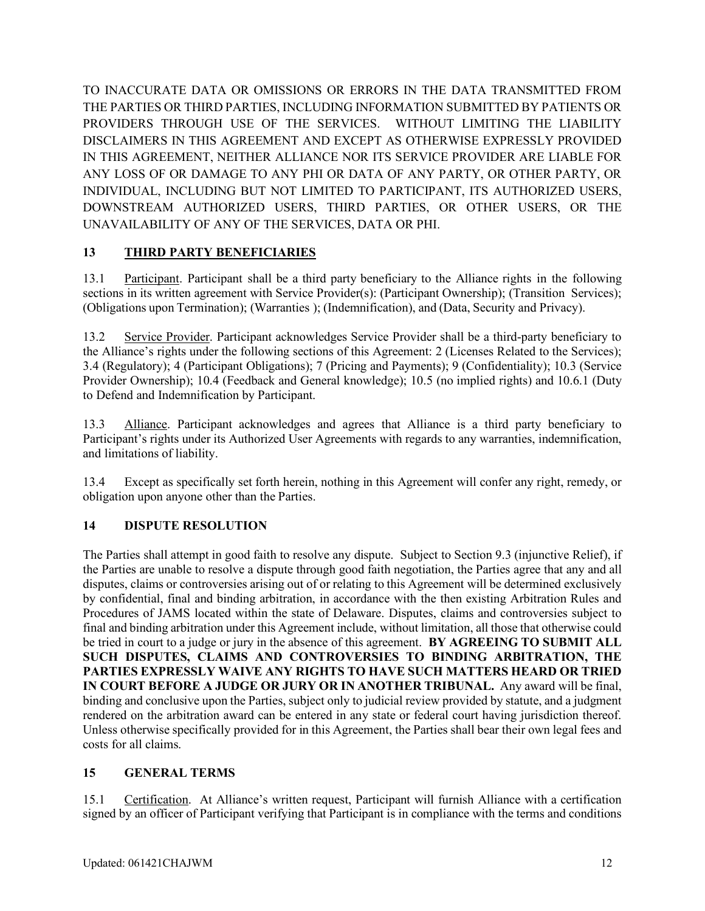TO INACCURATE DATA OR OMISSIONS OR ERRORS IN THE DATA TRANSMITTED FROM THE PARTIES OR THIRD PARTIES, INCLUDING INFORMATION SUBMITTED BY PATIENTS OR PROVIDERS THROUGH USE OF THE SERVICES. WITHOUT LIMITING THE LIABILITY DISCLAIMERS IN THIS AGREEMENT AND EXCEPT AS OTHERWISE EXPRESSLY PROVIDED IN THIS AGREEMENT, NEITHER ALLIANCE NOR ITS SERVICE PROVIDER ARE LIABLE FOR ANY LOSS OF OR DAMAGE TO ANY PHI OR DATA OF ANY PARTY, OR OTHER PARTY, OR INDIVIDUAL, INCLUDING BUT NOT LIMITED TO PARTICIPANT, ITS AUTHORIZED USERS, DOWNSTREAM AUTHORIZED USERS, THIRD PARTIES, OR OTHER USERS, OR THE UNAVAILABILITY OF ANY OF THE SERVICES, DATA OR PHI.

## 13 THIRD PARTY BENEFICIARIES

13.1 Participant. Participant shall be a third party beneficiary to the Alliance rights in the following sections in its written agreement with Service Provider(s): (Participant Ownership); (Transition Services); (Obligations upon Termination); (Warranties ); (Indemnification), and (Data, Security and Privacy).

13.2 Service Provider. Participant acknowledges Service Provider shall be a third-party beneficiary to the Alliance's rights under the following sections of this Agreement: 2 (Licenses Related to the Services); 3.4 (Regulatory); 4 (Participant Obligations); 7 (Pricing and Payments); 9 (Confidentiality); 10.3 (Service Provider Ownership); 10.4 (Feedback and General knowledge); 10.5 (no implied rights) and 10.6.1 (Duty to Defend and Indemnification by Participant.

13.3 Alliance. Participant acknowledges and agrees that Alliance is a third party beneficiary to Participant's rights under its Authorized User Agreements with regards to any warranties, indemnification, and limitations of liability.

13.4 Except as specifically set forth herein, nothing in this Agreement will confer any right, remedy, or obligation upon anyone other than the Parties.

## 14 DISPUTE RESOLUTION

The Parties shall attempt in good faith to resolve any dispute. Subject to Section 9.3 (injunctive Relief), if the Parties are unable to resolve a dispute through good faith negotiation, the Parties agree that any and all disputes, claims or controversies arising out of or relating to this Agreement will be determined exclusively by confidential, final and binding arbitration, in accordance with the then existing Arbitration Rules and Procedures of JAMS located within the state of Delaware. Disputes, claims and controversies subject to final and binding arbitration under this Agreement include, without limitation, all those that otherwise could be tried in court to a judge or jury in the absence of this agreement. **BY AGREEING TO SUBMIT ALL SUCH DISPUTES, CLAIMS AND CONTROVERSIES TO BINDING ARBITRATION, THE PARTIES EXPRESSLY WAIVE ANY RIGHTS TO HAVE SUCH MATTERS HEARD OR TRIED IN COURT BEFORE A JUDGE OR JURY OR IN ANOTHER TRIBUNAL.** Any award will be final, binding and conclusive upon the Parties, subject only to judicial review provided by statute, and a judgment rendered on the arbitration award can be entered in any state or federal court having jurisdiction thereof. Unless otherwise specifically provided for in this Agreement, the Parties shall bear their own legal fees and costs for all claims.

## 15 GENERAL TERMS

15.1 Certification. At Alliance's written request, Participant will furnish Alliance with a certification signed by an officer of Participant verifying that Participant is in compliance with the terms and conditions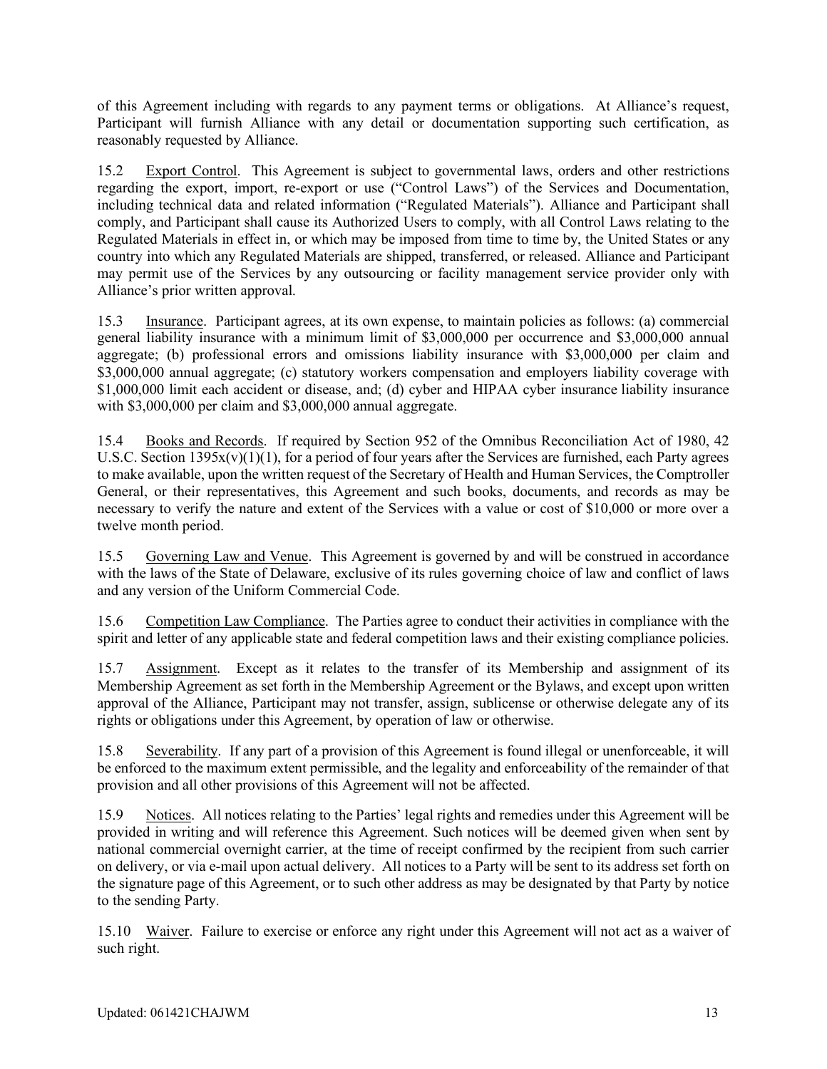of this Agreement including with regards to any payment terms or obligations. At Alliance's request, Participant will furnish Alliance with any detail or documentation supporting such certification, as reasonably requested by Alliance.

15.2 Export Control. This Agreement is subject to governmental laws, orders and other restrictions regarding the export, import, re-export or use ("Control Laws") of the Services and Documentation, including technical data and related information ("Regulated Materials"). Alliance and Participant shall comply, and Participant shall cause its Authorized Users to comply, with all Control Laws relating to the Regulated Materials in effect in, or which may be imposed from time to time by, the United States or any country into which any Regulated Materials are shipped, transferred, or released. Alliance and Participant may permit use of the Services by any outsourcing or facility management service provider only with Alliance's prior written approval.

15.3 Insurance. Participant agrees, at its own expense, to maintain policies as follows: (a) commercial general liability insurance with a minimum limit of $3,000,000 per occurrence and $3,000,000 annual aggregate; (b) professional errors and omissions liability insurance with $3,000,000 per claim and $3,000,000 annual aggregate; (c) statutory workers compensation and employers liability coverage with $1,000,000 limit each accident or disease, and; (d) cyber and HIPAA cyber insurance liability insurance with $3,000,000 per claim and $3,000,000 annual aggregate.

15.4 Books and Records. If required by Section 952 of the Omnibus Reconciliation Act of 1980, 42 U.S.C. Section 1395x(v)(1)(1), for a period of four years after the Services are furnished, each Party agrees to make available, upon the written request of the Secretary of Health and Human Services, the Comptroller General, or their representatives, this Agreement and such books, documents, and records as may be necessary to verify the nature and extent of the Services with a value or cost of $10,000 or more over a twelve month period.

15.5 Governing Law and Venue. This Agreement is governed by and will be construed in accordance with the laws of the State of Delaware, exclusive of its rules governing choice of law and conflict of laws and any version of the Uniform Commercial Code.

15.6 Competition Law Compliance. The Parties agree to conduct their activities in compliance with the spirit and letter of any applicable state and federal competition laws and their existing compliance policies.

15.7 Assignment. Except as it relates to the transfer of its Membership and assignment of its Membership Agreement as set forth in the Membership Agreement or the Bylaws, and except upon written approval of the Alliance, Participant may not transfer, assign, sublicense or otherwise delegate any of its rights or obligations under this Agreement, by operation of law or otherwise.

15.8 Severability. If any part of a provision of this Agreement is found illegal or unenforceable, it will be enforced to the maximum extent permissible, and the legality and enforceability of the remainder of that provision and all other provisions of this Agreement will not be affected.

15.9 Notices. All notices relating to the Parties' legal rights and remedies under this Agreement will be provided in writing and will reference this Agreement. Such notices will be deemed given when sent by national commercial overnight carrier, at the time of receipt confirmed by the recipient from such carrier on delivery, or via e-mail upon actual delivery. All notices to a Party will be sent to its address set forth on the signature page of this Agreement, or to such other address as may be designated by that Party by notice to the sending Party.

15.10 Waiver. Failure to exercise or enforce any right under this Agreement will not act as a waiver of such right.

Updated: 061421CHAJWM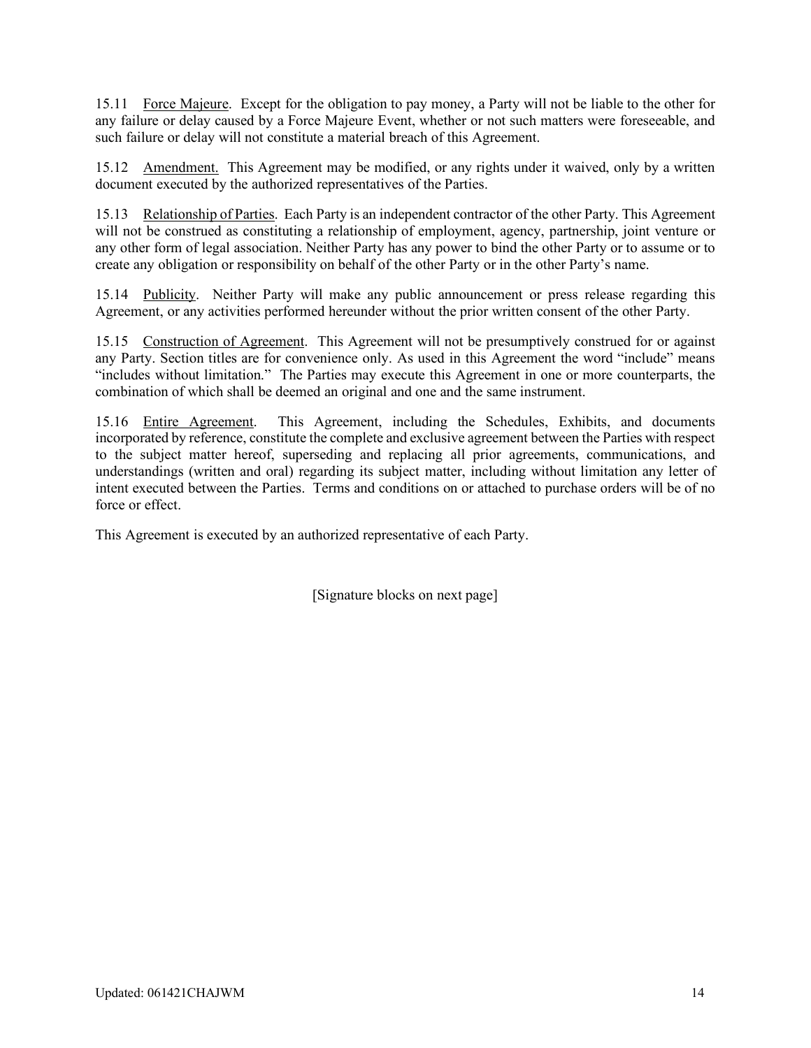15.11 Force Majeure. Except for the obligation to pay money, a Party will not be liable to the other for any failure or delay caused by a Force Majeure Event, whether or not such matters were foreseeable, and such failure or delay will not constitute a material breach of this Agreement.

15.12 Amendment. This Agreement may be modified, or any rights under it waived, only by a written document executed by the authorized representatives of the Parties.

15.13 Relationship of Parties. Each Party is an independent contractor of the other Party. This Agreement will not be construed as constituting a relationship of employment, agency, partnership, joint venture or any other form of legal association. Neither Party has any power to bind the other Party or to assume or to create any obligation or responsibility on behalf of the other Party or in the other Party's name.

15.14 Publicity. Neither Party will make any public announcement or press release regarding this Agreement, or any activities performed hereunder without the prior written consent of the other Party.

15.15 Construction of Agreement. This Agreement will not be presumptively construed for or against any Party. Section titles are for convenience only. As used in this Agreement the word "include" means "includes without limitation." The Parties may execute this Agreement in one or more counterparts, the combination of which shall be deemed an original and one and the same instrument.

15.16 Entire Agreement. This Agreement, including the Schedules, Exhibits, and documents incorporated by reference, constitute the complete and exclusive agreement between the Parties with respect to the subject matter hereof, superseding and replacing all prior agreements, communications, and understandings (written and oral) regarding its subject matter, including without limitation any letter of intent executed between the Parties. Terms and conditions on or attached to purchase orders will be of no force or effect.

This Agreement is executed by an authorized representative of each Party.

[Signature blocks on next page]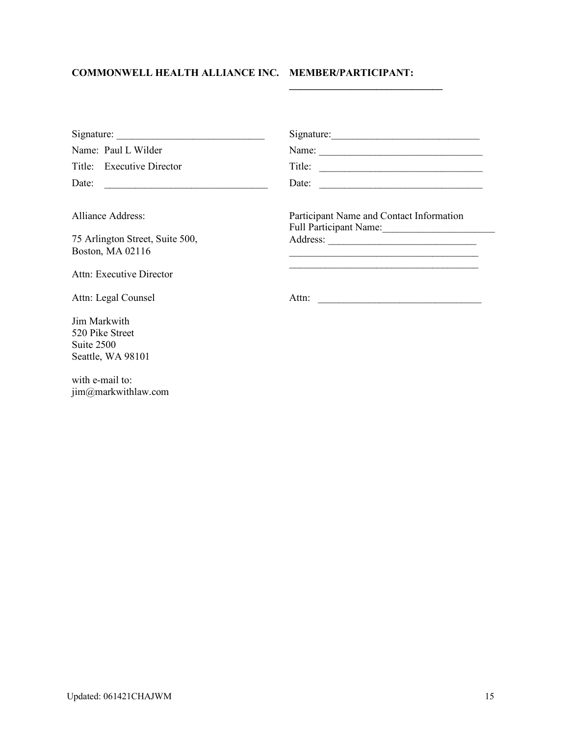| **COMMONWELL HEALTH ALLIANCE INC.** | **MEMBER/PARTICIPANT:** ______________________________ |
|---|---|
| Signature: ____________________________ | Signature: ____________________________ |
| Name: Paul L Wilder | Name: ________________________________ |
| Title: Executive Director | Title: ________________________________ |
| Date: ________________________________ | Date: ________________________________ |

Alliance Address:

75 Arlington Street, Suite 500,
Boston, MA 02116

Attn: Executive Director

Attn: Legal Counsel

Jim Markwith
520 Pike Street
Suite 2500
Seattle, WA 98101

with e-mail to:
jim@markwithlaw.com

Participant Name and Contact Information
Full Participant Name: ______________________
Address: ____________________________
_____________________________________
_____________________________________

Attn: ________________________________

Updated: 061421CHAJWM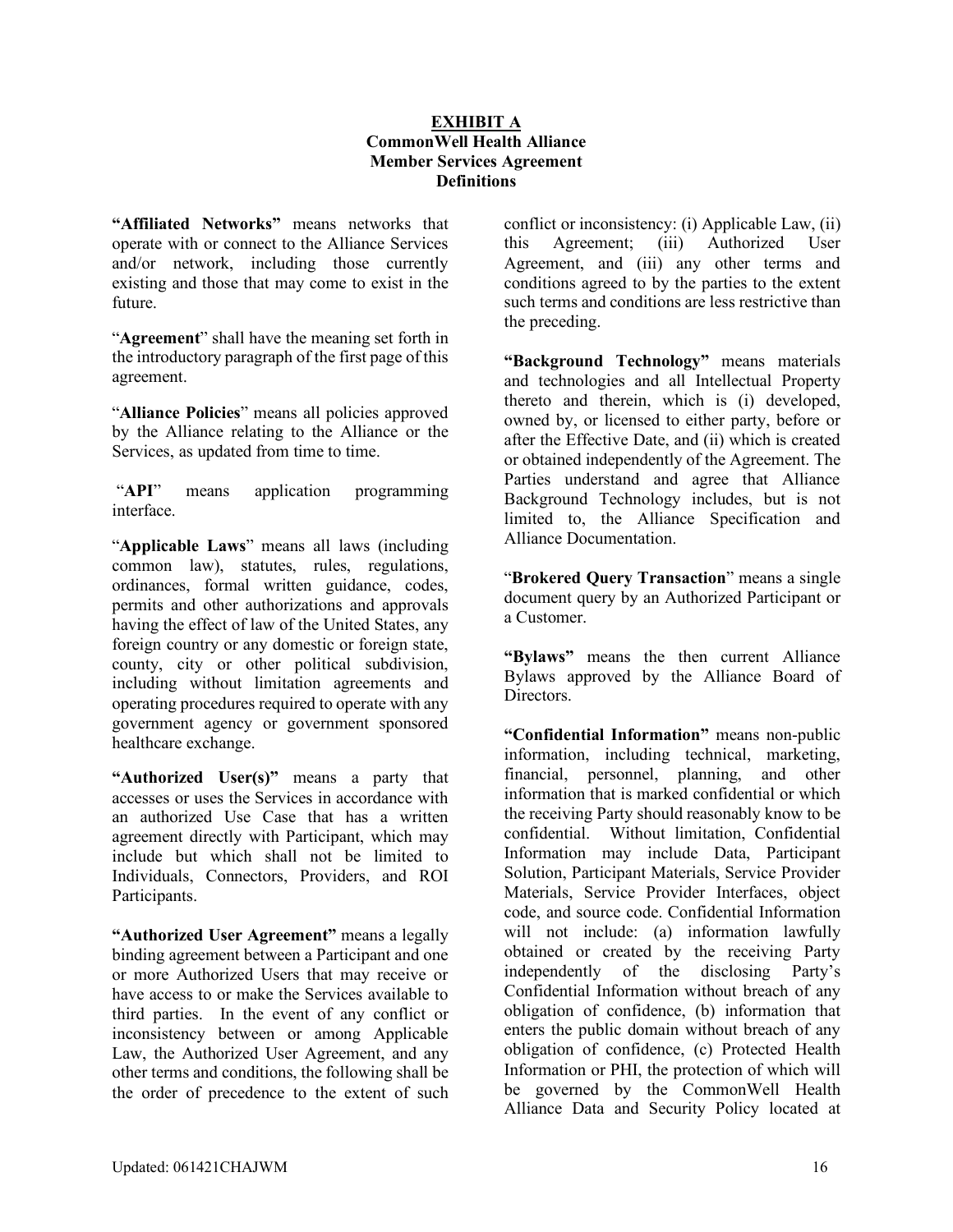# EXHIBIT A

## CommonWell Health Alliance Member Services Agreement Definitions

**"Affiliated Networks"** means networks that operate with or connect to the Alliance Services and/or network, including those currently existing and those that may come to exist in the future.

"**Agreement**" shall have the meaning set forth in the introductory paragraph of the first page of this agreement.

"**Alliance Policies**" means all policies approved by the Alliance relating to the Alliance or the Services, as updated from time to time.

"**API**" means application programming interface.

"**Applicable Laws**" means all laws (including common law), statutes, rules, regulations, ordinances, formal written guidance, codes, permits and other authorizations and approvals having the effect of law of the United States, any foreign country or any domestic or foreign state, county, city or other political subdivision, including without limitation agreements and operating procedures required to operate with any government agency or government sponsored healthcare exchange.

**"Authorized User(s)"** means a party that accesses or uses the Services in accordance with an authorized Use Case that has a written agreement directly with Participant, which may include but which shall not be limited to Individuals, Connectors, Providers, and ROI Participants.

**"Authorized User Agreement"** means a legally binding agreement between a Participant and one or more Authorized Users that may receive or have access to or make the Services available to third parties. In the event of any conflict or inconsistency between or among Applicable Law, the Authorized User Agreement, and any other terms and conditions, the following shall be the order of precedence to the extent of such conflict or inconsistency: (i) Applicable Law, (ii) this Agreement; (iii) Authorized User Agreement, and (iii) any other terms and conditions agreed to by the parties to the extent such terms and conditions are less restrictive than the preceding.

**"Background Technology"** means materials and technologies and all Intellectual Property thereto and therein, which is (i) developed, owned by, or licensed to either party, before or after the Effective Date, and (ii) which is created or obtained independently of the Agreement. The Parties understand and agree that Alliance Background Technology includes, but is not limited to, the Alliance Specification and Alliance Documentation.

"**Brokered Query Transaction**" means a single document query by an Authorized Participant or a Customer.

**"Bylaws"** means the then current Alliance Bylaws approved by the Alliance Board of Directors.

**"Confidential Information"** means non-public information, including technical, marketing, financial, personnel, planning, and other information that is marked confidential or which the receiving Party should reasonably know to be confidential. Without limitation, Confidential Information may include Data, Participant Solution, Participant Materials, Service Provider Materials, Service Provider Interfaces, object code, and source code. Confidential Information will not include: (a) information lawfully obtained or created by the receiving Party independently of the disclosing Party's Confidential Information without breach of any obligation of confidence, (b) information that enters the public domain without breach of any obligation of confidence, (c) Protected Health Information or PHI, the protection of which will be governed by the CommonWell Health Alliance Data and Security Policy located at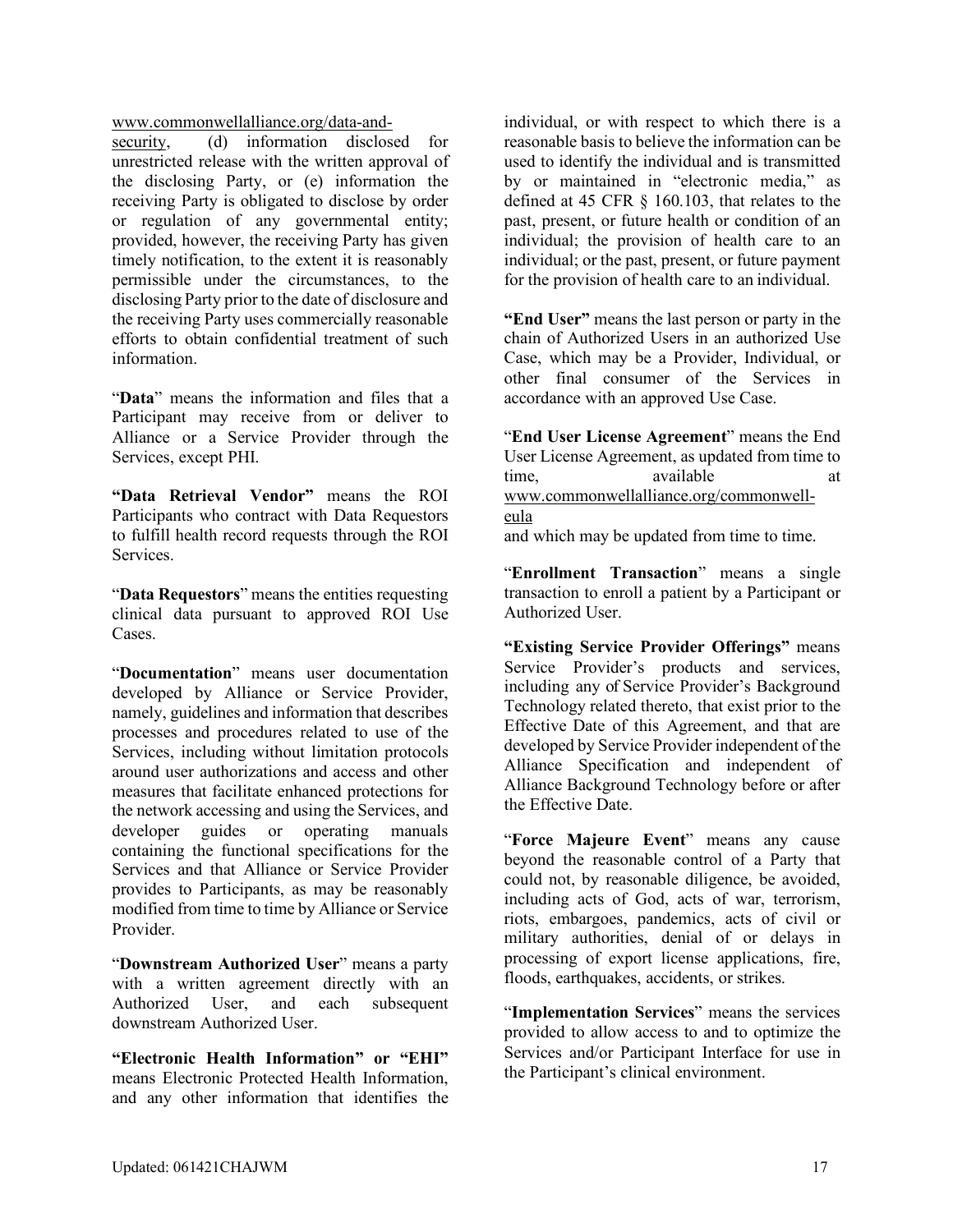www.commonwellalliance.org/data-and-security, (d) information disclosed for unrestricted release with the written approval of the disclosing Party, or (e) information the receiving Party is obligated to disclose by order or regulation of any governmental entity; provided, however, the receiving Party has given timely notification, to the extent it is reasonably permissible under the circumstances, to the disclosing Party prior to the date of disclosure and the receiving Party uses commercially reasonable efforts to obtain confidential treatment of such information.

"**Data**" means the information and files that a Participant may receive from or deliver to Alliance or a Service Provider through the Services, except PHI.

**"Data Retrieval Vendor"** means the ROI Participants who contract with Data Requestors to fulfill health record requests through the ROI Services.

"**Data Requestors**" means the entities requesting clinical data pursuant to approved ROI Use Cases.

"**Documentation**" means user documentation developed by Alliance or Service Provider, namely, guidelines and information that describes processes and procedures related to use of the Services, including without limitation protocols around user authorizations and access and other measures that facilitate enhanced protections for the network accessing and using the Services, and developer guides or operating manuals containing the functional specifications for the Services and that Alliance or Service Provider provides to Participants, as may be reasonably modified from time to time by Alliance or Service Provider.

"**Downstream Authorized User**" means a party with a written agreement directly with an Authorized User, and each subsequent downstream Authorized User.

**"Electronic Health Information" or "EHI"** means Electronic Protected Health Information, and any other information that identifies the individual, or with respect to which there is a reasonable basis to believe the information can be used to identify the individual and is transmitted by or maintained in "electronic media," as defined at 45 CFR § 160.103, that relates to the past, present, or future health or condition of an individual; the provision of health care to an individual; or the past, present, or future payment for the provision of health care to an individual.

**"End User"** means the last person or party in the chain of Authorized Users in an authorized Use Case, which may be a Provider, Individual, or other final consumer of the Services in accordance with an approved Use Case.

"**End User License Agreement**" means the End User License Agreement, as updated from time to time, available at www.commonwellalliance.org/commonwell-eula and which may be updated from time to time.

"**Enrollment Transaction**" means a single transaction to enroll a patient by a Participant or Authorized User.

**"Existing Service Provider Offerings"** means Service Provider's products and services, including any of Service Provider's Background Technology related thereto, that exist prior to the Effective Date of this Agreement, and that are developed by Service Provider independent of the Alliance Specification and independent of Alliance Background Technology before or after the Effective Date.

"**Force Majeure Event**" means any cause beyond the reasonable control of a Party that could not, by reasonable diligence, be avoided, including acts of God, acts of war, terrorism, riots, embargoes, pandemics, acts of civil or military authorities, denial of or delays in processing of export license applications, fire, floods, earthquakes, accidents, or strikes.

"**Implementation Services**" means the services provided to allow access to and to optimize the Services and/or Participant Interface for use in the Participant's clinical environment.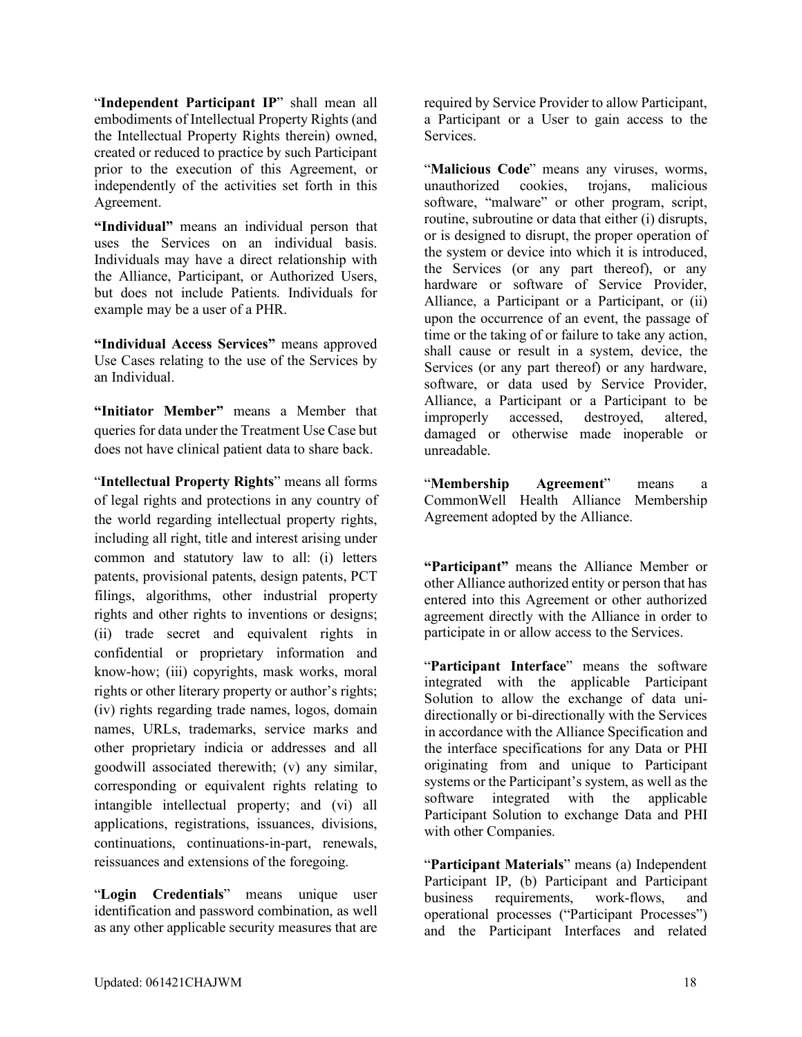"**Independent Participant IP**" shall mean all embodiments of Intellectual Property Rights (and the Intellectual Property Rights therein) owned, created or reduced to practice by such Participant prior to the execution of this Agreement, or independently of the activities set forth in this Agreement.

**"Individual"** means an individual person that uses the Services on an individual basis. Individuals may have a direct relationship with the Alliance, Participant, or Authorized Users, but does not include Patients. Individuals for example may be a user of a PHR.

**"Individual Access Services"** means approved Use Cases relating to the use of the Services by an Individual.

**"Initiator Member"** means a Member that queries for data under the Treatment Use Case but does not have clinical patient data to share back.

"**Intellectual Property Rights**" means all forms of legal rights and protections in any country of the world regarding intellectual property rights, including all right, title and interest arising under common and statutory law to all: (i) letters patents, provisional patents, design patents, PCT filings, algorithms, other industrial property rights and other rights to inventions or designs; (ii) trade secret and equivalent rights in confidential or proprietary information and know-how; (iii) copyrights, mask works, moral rights or other literary property or author's rights; (iv) rights regarding trade names, logos, domain names, URLs, trademarks, service marks and other proprietary indicia or addresses and all goodwill associated therewith; (v) any similar, corresponding or equivalent rights relating to intangible intellectual property; and (vi) all applications, registrations, issuances, divisions, continuations, continuations-in-part, renewals, reissuances and extensions of the foregoing.

"**Login Credentials**" means unique user identification and password combination, as well as any other applicable security measures that are required by Service Provider to allow Participant, a Participant or a User to gain access to the Services.

"**Malicious Code**" means any viruses, worms, unauthorized cookies, trojans, malicious software, "malware" or other program, script, routine, subroutine or data that either (i) disrupts, or is designed to disrupt, the proper operation of the system or device into which it is introduced, the Services (or any part thereof), or any hardware or software of Service Provider, Alliance, a Participant or a Participant, or (ii) upon the occurrence of an event, the passage of time or the taking of or failure to take any action, shall cause or result in a system, device, the Services (or any part thereof) or any hardware, software, or data used by Service Provider, Alliance, a Participant or a Participant to be improperly accessed, destroyed, altered, damaged or otherwise made inoperable or unreadable.

"**Membership Agreement**" means a CommonWell Health Alliance Membership Agreement adopted by the Alliance.

**"Participant"** means the Alliance Member or other Alliance authorized entity or person that has entered into this Agreement or other authorized agreement directly with the Alliance in order to participate in or allow access to the Services.

"**Participant Interface**" means the software integrated with the applicable Participant Solution to allow the exchange of data uni-directionally or bi-directionally with the Services in accordance with the Alliance Specification and the interface specifications for any Data or PHI originating from and unique to Participant systems or the Participant's system, as well as the software integrated with the applicable Participant Solution to exchange Data and PHI with other Companies.

"**Participant Materials**" means (a) Independent Participant IP, (b) Participant and Participant business requirements, work-flows, and operational processes ("Participant Processes") and the Participant Interfaces and related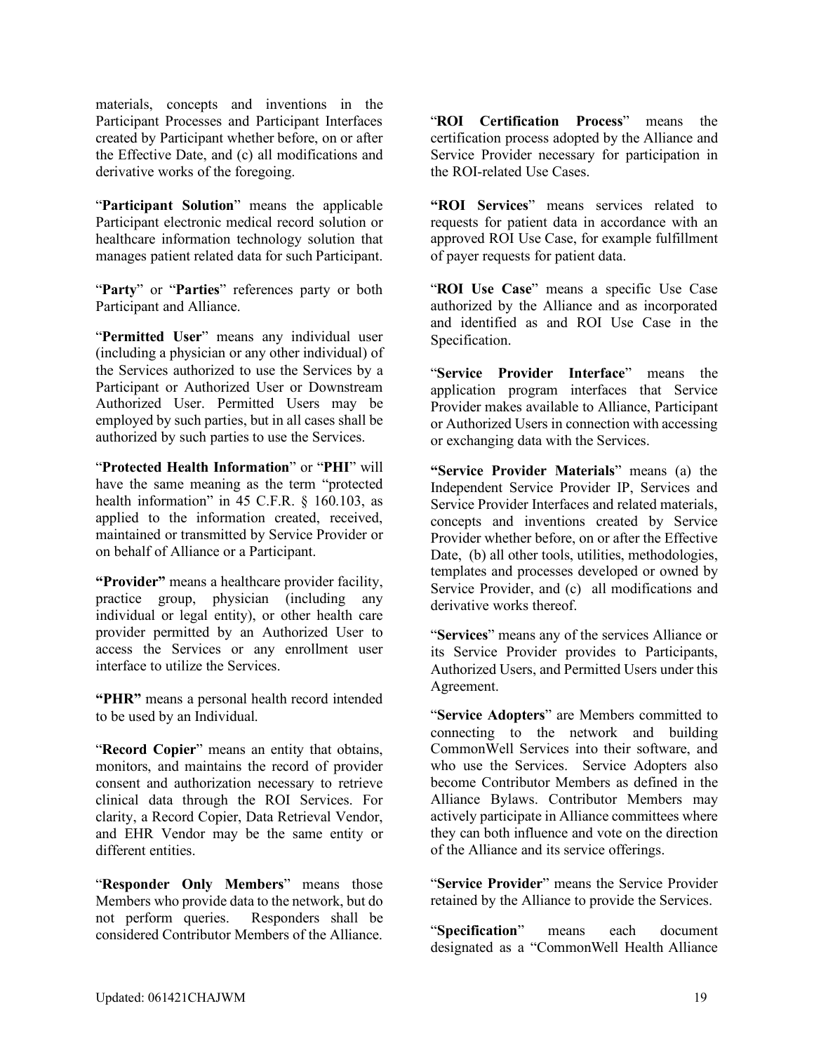materials, concepts and inventions in the Participant Processes and Participant Interfaces created by Participant whether before, on or after the Effective Date, and (c) all modifications and derivative works of the foregoing.

"**Participant Solution**" means the applicable Participant electronic medical record solution or healthcare information technology solution that manages patient related data for such Participant.

"**Party**" or "**Parties**" references party or both Participant and Alliance.

"**Permitted User**" means any individual user (including a physician or any other individual) of the Services authorized to use the Services by a Participant or Authorized User or Downstream Authorized User. Permitted Users may be employed by such parties, but in all cases shall be authorized by such parties to use the Services.

"**Protected Health Information**" or "**PHI**" will have the same meaning as the term "protected health information" in 45 C.F.R. § 160.103, as applied to the information created, received, maintained or transmitted by Service Provider or on behalf of Alliance or a Participant.

**"Provider"** means a healthcare provider facility, practice group, physician (including any individual or legal entity), or other health care provider permitted by an Authorized User to access the Services or any enrollment user interface to utilize the Services.

**"PHR"** means a personal health record intended to be used by an Individual.

"**Record Copier**" means an entity that obtains, monitors, and maintains the record of provider consent and authorization necessary to retrieve clinical data through the ROI Services. For clarity, a Record Copier, Data Retrieval Vendor, and EHR Vendor may be the same entity or different entities.

"**Responder Only Members**" means those Members who provide data to the network, but do not perform queries. Responders shall be considered Contributor Members of the Alliance.

"**ROI Certification Process**" means the certification process adopted by the Alliance and Service Provider necessary for participation in the ROI-related Use Cases.

**"ROI Services**" means services related to requests for patient data in accordance with an approved ROI Use Case, for example fulfillment of payer requests for patient data.

"**ROI Use Case**" means a specific Use Case authorized by the Alliance and as incorporated and identified as and ROI Use Case in the Specification.

"**Service Provider Interface**" means the application program interfaces that Service Provider makes available to Alliance, Participant or Authorized Users in connection with accessing or exchanging data with the Services.

**"Service Provider Materials**" means (a) the Independent Service Provider IP, Services and Service Provider Interfaces and related materials, concepts and inventions created by Service Provider whether before, on or after the Effective Date, (b) all other tools, utilities, methodologies, templates and processes developed or owned by Service Provider, and (c) all modifications and derivative works thereof.

"**Services**" means any of the services Alliance or its Service Provider provides to Participants, Authorized Users, and Permitted Users under this Agreement.

"**Service Adopters**" are Members committed to connecting to the network and building CommonWell Services into their software, and who use the Services. Service Adopters also become Contributor Members as defined in the Alliance Bylaws. Contributor Members may actively participate in Alliance committees where they can both influence and vote on the direction of the Alliance and its service offerings.

"**Service Provider**" means the Service Provider retained by the Alliance to provide the Services.

"**Specification**" means each document designated as a "CommonWell Health Alliance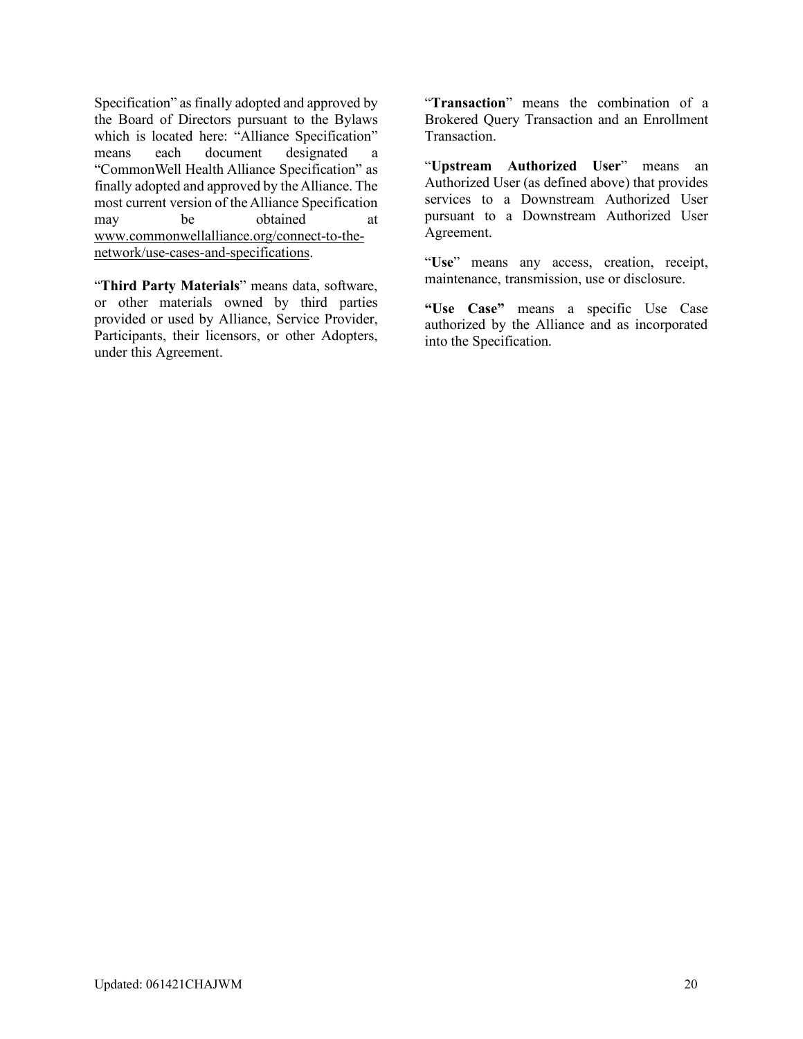Specification" as finally adopted and approved by the Board of Directors pursuant to the Bylaws which is located here: "Alliance Specification" means each document designated a "CommonWell Health Alliance Specification" as finally adopted and approved by the Alliance. The most current version of the Alliance Specification may be obtained at www.commonwellalliance.org/connect-to-the-network/use-cases-and-specifications.

"**Third Party Materials**" means data, software, or other materials owned by third parties provided or used by Alliance, Service Provider, Participants, their licensors, or other Adopters, under this Agreement.

"**Transaction**" means the combination of a Brokered Query Transaction and an Enrollment Transaction.

"**Upstream Authorized User**" means an Authorized User (as defined above) that provides services to a Downstream Authorized User pursuant to a Downstream Authorized User Agreement.

"**Use**" means any access, creation, receipt, maintenance, transmission, use or disclosure.

**"Use Case"** means a specific Use Case authorized by the Alliance and as incorporated into the Specification.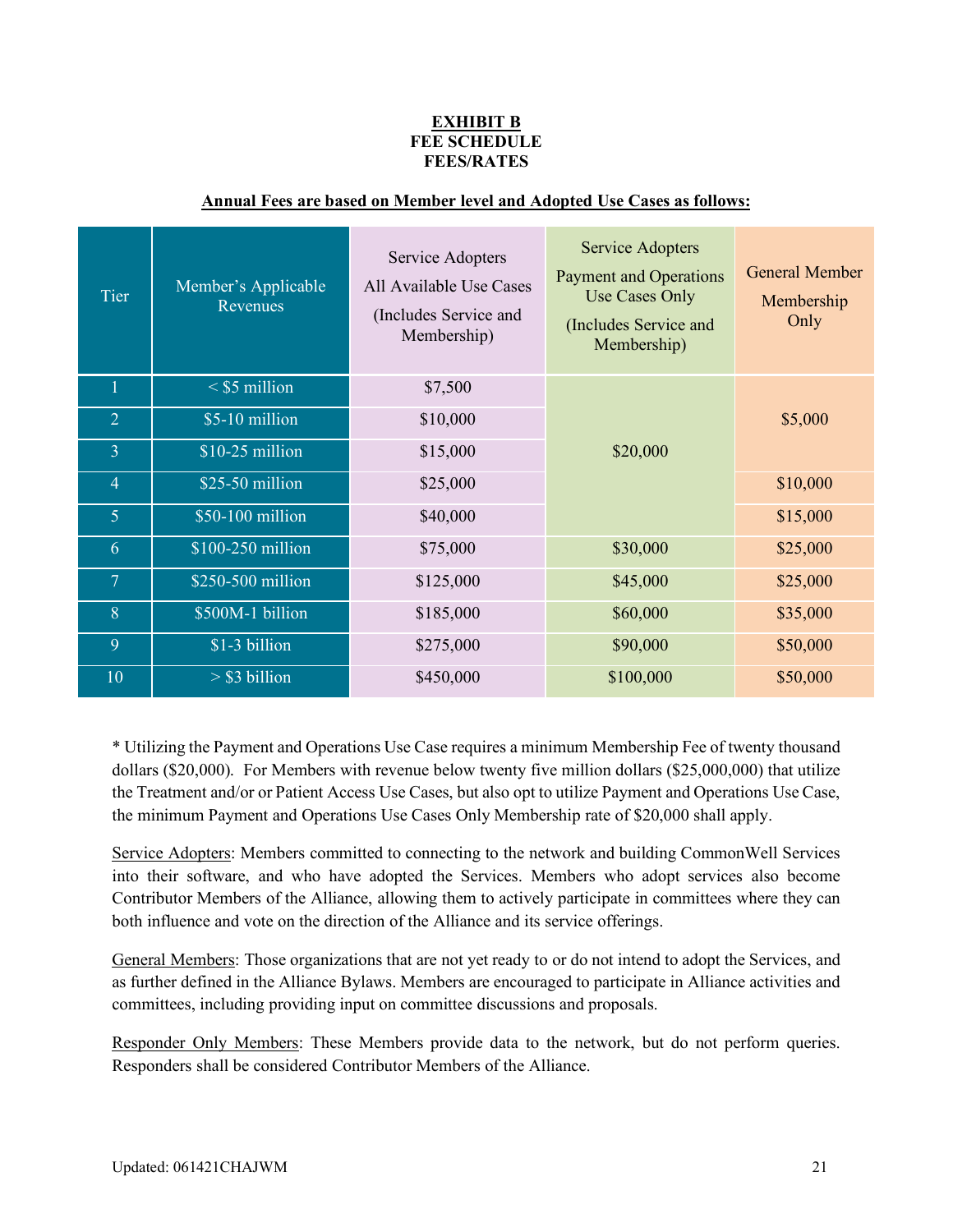**EXHIBIT B**
**FEE SCHEDULE**
**FEES/RATES**

**Annual Fees are based on Member level and Adopted Use Cases as follows:**

| Tier | Member's Applicable Revenues | Service Adopters All Available Use Cases (Includes Service and Membership) | Service Adopters Payment and Operations Use Cases Only (Includes Service and Membership) | General Member Membership Only |
|---|---|---|---|---|
| 1 | < $5 million | $7,500 | $20,000 | $5,000 |
| 2 | $5-10 million | $10,000 | | |
| 3 | $10-25 million | $15,000 | | |
| 4 | $25-50 million | $25,000 | | $10,000 |
| 5 | $50-100 million | $40,000 | | $15,000 |
| 6 | $100-250 million | $75,000 | $30,000 | $25,000 |
| 7 | $250-500 million | $125,000 | $45,000 | $25,000 |
| 8 | $500M-1 billion | $185,000 | $60,000 | $35,000 |
| 9 | $1-3 billion | $275,000 | $90,000 | $50,000 |
| 10 | > $3 billion | $450,000 | $100,000 | $50,000 |

* Utilizing the Payment and Operations Use Case requires a minimum Membership Fee of twenty thousand dollars ($20,000). For Members with revenue below twenty five million dollars ($25,000,000) that utilize the Treatment and/or or Patient Access Use Cases, but also opt to utilize Payment and Operations Use Case, the minimum Payment and Operations Use Cases Only Membership rate of $20,000 shall apply.

Service Adopters: Members committed to connecting to the network and building CommonWell Services into their software, and who have adopted the Services. Members who adopt services also become Contributor Members of the Alliance, allowing them to actively participate in committees where they can both influence and vote on the direction of the Alliance and its service offerings.

General Members: Those organizations that are not yet ready to or do not intend to adopt the Services, and as further defined in the Alliance Bylaws. Members are encouraged to participate in Alliance activities and committees, including providing input on committee discussions and proposals.

Responder Only Members: These Members provide data to the network, but do not perform queries. Responders shall be considered Contributor Members of the Alliance.

Updated: 061421CHAJWM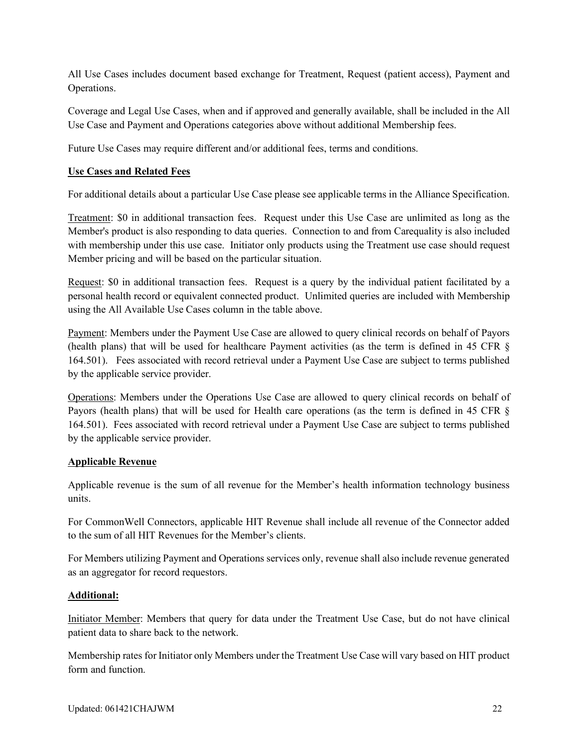All Use Cases includes document based exchange for Treatment, Request (patient access), Payment and Operations.

Coverage and Legal Use Cases, when and if approved and generally available, shall be included in the All Use Case and Payment and Operations categories above without additional Membership fees.

Future Use Cases may require different and/or additional fees, terms and conditions.

**Use Cases and Related Fees**

For additional details about a particular Use Case please see applicable terms in the Alliance Specification.

Treatment: $0 in additional transaction fees. Request under this Use Case are unlimited as long as the Member's product is also responding to data queries. Connection to and from Carequality is also included with membership under this use case. Initiator only products using the Treatment use case should request Member pricing and will be based on the particular situation.

Request: $0 in additional transaction fees. Request is a query by the individual patient facilitated by a personal health record or equivalent connected product. Unlimited queries are included with Membership using the All Available Use Cases column in the table above.

Payment: Members under the Payment Use Case are allowed to query clinical records on behalf of Payors (health plans) that will be used for healthcare Payment activities (as the term is defined in 45 CFR § 164.501). Fees associated with record retrieval under a Payment Use Case are subject to terms published by the applicable service provider.

Operations: Members under the Operations Use Case are allowed to query clinical records on behalf of Payors (health plans) that will be used for Health care operations (as the term is defined in 45 CFR § 164.501). Fees associated with record retrieval under a Payment Use Case are subject to terms published by the applicable service provider.

**Applicable Revenue**

Applicable revenue is the sum of all revenue for the Member's health information technology business units.

For CommonWell Connectors, applicable HIT Revenue shall include all revenue of the Connector added to the sum of all HIT Revenues for the Member's clients.

For Members utilizing Payment and Operations services only, revenue shall also include revenue generated as an aggregator for record requestors.

**Additional:**

Initiator Member: Members that query for data under the Treatment Use Case, but do not have clinical patient data to share back to the network.

Membership rates for Initiator only Members under the Treatment Use Case will vary based on HIT product form and function.

Updated: 061421CHAJWM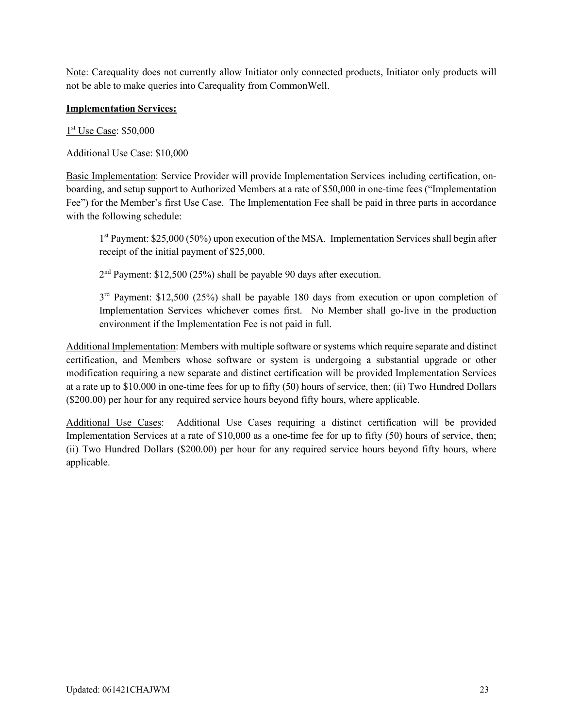Note: Carequality does not currently allow Initiator only connected products, Initiator only products will not be able to make queries into Carequality from CommonWell.

**Implementation Services:**

1st Use Case: $50,000

Additional Use Case: $10,000

Basic Implementation: Service Provider will provide Implementation Services including certification, on-boarding, and setup support to Authorized Members at a rate of $50,000 in one-time fees ("Implementation Fee") for the Member's first Use Case. The Implementation Fee shall be paid in three parts in accordance with the following schedule:

> 1st Payment: $25,000 (50%) upon execution of the MSA. Implementation Services shall begin after receipt of the initial payment of $25,000.
>
> 2nd Payment: $12,500 (25%) shall be payable 90 days after execution.
>
> 3rd Payment: $12,500 (25%) shall be payable 180 days from execution or upon completion of Implementation Services whichever comes first. No Member shall go-live in the production environment if the Implementation Fee is not paid in full.

Additional Implementation: Members with multiple software or systems which require separate and distinct certification, and Members whose software or system is undergoing a substantial upgrade or other modification requiring a new separate and distinct certification will be provided Implementation Services at a rate up to $10,000 in one-time fees for up to fifty (50) hours of service, then; (ii) Two Hundred Dollars ($200.00) per hour for any required service hours beyond fifty hours, where applicable.

Additional Use Cases: Additional Use Cases requiring a distinct certification will be provided Implementation Services at a rate of $10,000 as a one-time fee for up to fifty (50) hours of service, then; (ii) Two Hundred Dollars ($200.00) per hour for any required service hours beyond fifty hours, where applicable.

Updated: 061421CHAJWM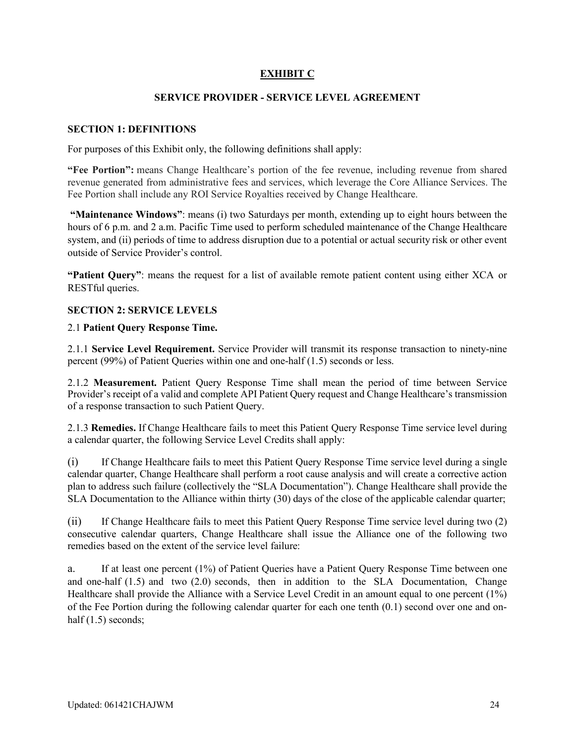# EXHIBIT C

## SERVICE PROVIDER - SERVICE LEVEL AGREEMENT

### SECTION 1: DEFINITIONS

For purposes of this Exhibit only, the following definitions shall apply:

**"Fee Portion":** means Change Healthcare's portion of the fee revenue, including revenue from shared revenue generated from administrative fees and services, which leverage the Core Alliance Services. The Fee Portion shall include any ROI Service Royalties received by Change Healthcare.

**"Maintenance Windows"**: means (i) two Saturdays per month, extending up to eight hours between the hours of 6 p.m. and 2 a.m. Pacific Time used to perform scheduled maintenance of the Change Healthcare system, and (ii) periods of time to address disruption due to a potential or actual security risk or other event outside of Service Provider's control.

**"Patient Query"**: means the request for a list of available remote patient content using either XCA or RESTful queries.

### SECTION 2: SERVICE LEVELS

2.1 **Patient Query Response Time.**

2.1.1 **Service Level Requirement.** Service Provider will transmit its response transaction to ninety-nine percent (99%) of Patient Queries within one and one-half (1.5) seconds or less.

2.1.2 **Measurement.** Patient Query Response Time shall mean the period of time between Service Provider's receipt of a valid and complete API Patient Query request and Change Healthcare's transmission of a response transaction to such Patient Query.

2.1.3 **Remedies.** If Change Healthcare fails to meet this Patient Query Response Time service level during a calendar quarter, the following Service Level Credits shall apply:

(i) If Change Healthcare fails to meet this Patient Query Response Time service level during a single calendar quarter, Change Healthcare shall perform a root cause analysis and will create a corrective action plan to address such failure (collectively the "SLA Documentation"). Change Healthcare shall provide the SLA Documentation to the Alliance within thirty (30) days of the close of the applicable calendar quarter;

(ii) If Change Healthcare fails to meet this Patient Query Response Time service level during two (2) consecutive calendar quarters, Change Healthcare shall issue the Alliance one of the following two remedies based on the extent of the service level failure:

a. If at least one percent (1%) of Patient Queries have a Patient Query Response Time between one and one-half (1.5) and two (2.0) seconds, then in addition to the SLA Documentation, Change Healthcare shall provide the Alliance with a Service Level Credit in an amount equal to one percent (1%) of the Fee Portion during the following calendar quarter for each one tenth (0.1) second over one and on-half (1.5) seconds;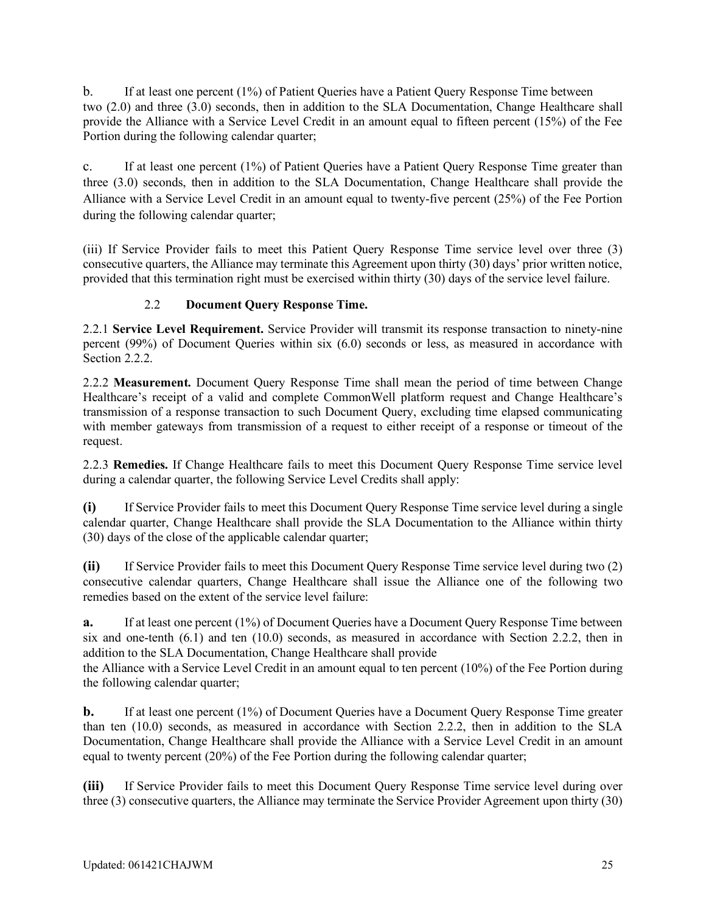b. If at least one percent (1%) of Patient Queries have a Patient Query Response Time between two (2.0) and three (3.0) seconds, then in addition to the SLA Documentation, Change Healthcare shall provide the Alliance with a Service Level Credit in an amount equal to fifteen percent (15%) of the Fee Portion during the following calendar quarter;

c. If at least one percent (1%) of Patient Queries have a Patient Query Response Time greater than three (3.0) seconds, then in addition to the SLA Documentation, Change Healthcare shall provide the Alliance with a Service Level Credit in an amount equal to twenty-five percent (25%) of the Fee Portion during the following calendar quarter;

(iii) If Service Provider fails to meet this Patient Query Response Time service level over three (3) consecutive quarters, the Alliance may terminate this Agreement upon thirty (30) days' prior written notice, provided that this termination right must be exercised within thirty (30) days of the service level failure.

### 2.2 Document Query Response Time.

2.2.1 **Service Level Requirement.** Service Provider will transmit its response transaction to ninety-nine percent (99%) of Document Queries within six (6.0) seconds or less, as measured in accordance with Section 2.2.2.

2.2.2 **Measurement.** Document Query Response Time shall mean the period of time between Change Healthcare's receipt of a valid and complete CommonWell platform request and Change Healthcare's transmission of a response transaction to such Document Query, excluding time elapsed communicating with member gateways from transmission of a request to either receipt of a response or timeout of the request.

2.2.3 **Remedies.** If Change Healthcare fails to meet this Document Query Response Time service level during a calendar quarter, the following Service Level Credits shall apply:

**(i)** If Service Provider fails to meet this Document Query Response Time service level during a single calendar quarter, Change Healthcare shall provide the SLA Documentation to the Alliance within thirty (30) days of the close of the applicable calendar quarter;

**(ii)** If Service Provider fails to meet this Document Query Response Time service level during two (2) consecutive calendar quarters, Change Healthcare shall issue the Alliance one of the following two remedies based on the extent of the service level failure:

**a.** If at least one percent (1%) of Document Queries have a Document Query Response Time between six and one-tenth (6.1) and ten (10.0) seconds, as measured in accordance with Section 2.2.2, then in addition to the SLA Documentation, Change Healthcare shall provide the Alliance with a Service Level Credit in an amount equal to ten percent (10%) of the Fee Portion during the following calendar quarter;

**b.** If at least one percent (1%) of Document Queries have a Document Query Response Time greater than ten (10.0) seconds, as measured in accordance with Section 2.2.2, then in addition to the SLA Documentation, Change Healthcare shall provide the Alliance with a Service Level Credit in an amount equal to twenty percent (20%) of the Fee Portion during the following calendar quarter;

**(iii)** If Service Provider fails to meet this Document Query Response Time service level during over three (3) consecutive quarters, the Alliance may terminate the Service Provider Agreement upon thirty (30)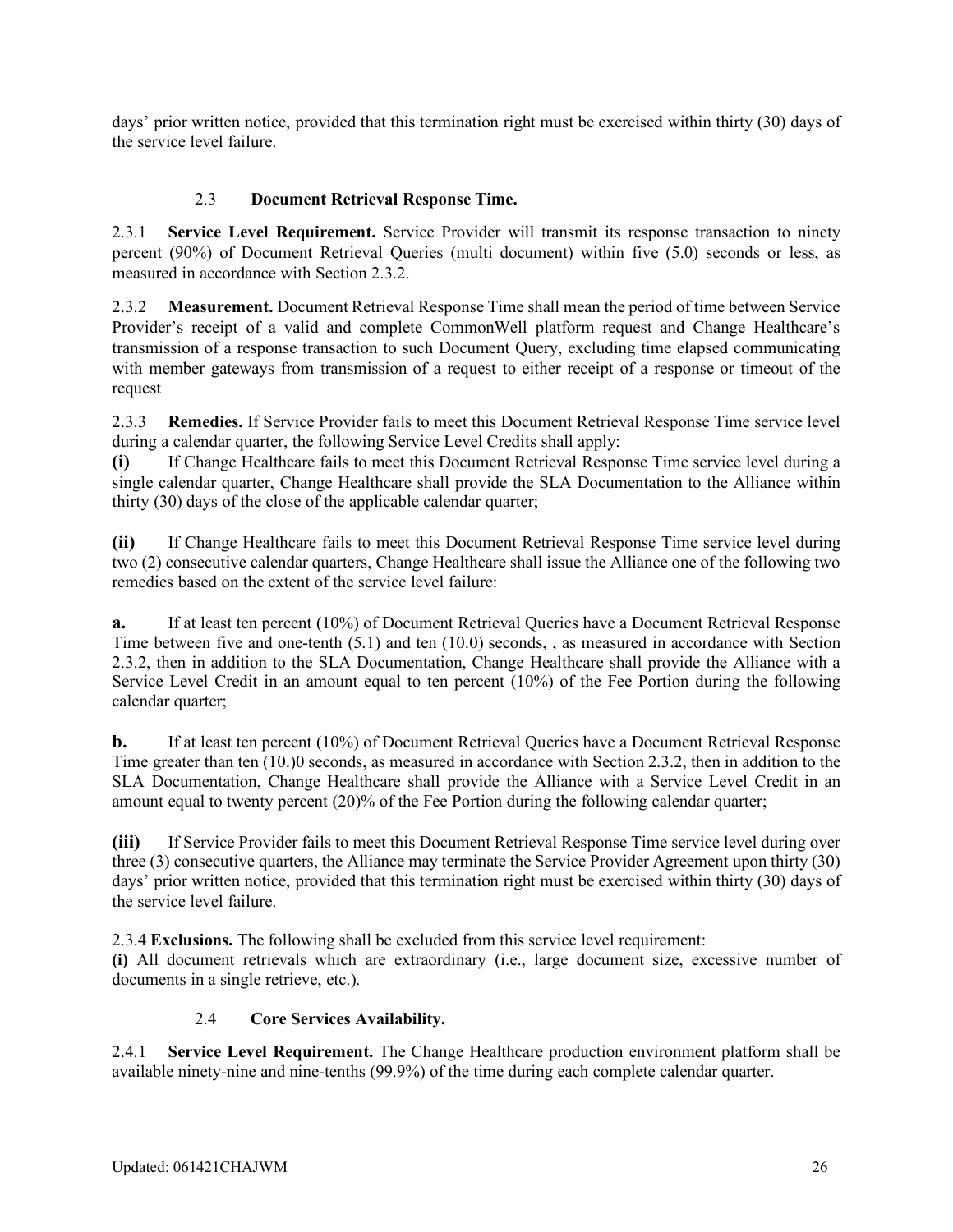days' prior written notice, provided that this termination right must be exercised within thirty (30) days of the service level failure.

### 2.3 **Document Retrieval Response Time.**

2.3.1 **Service Level Requirement.** Service Provider will transmit its response transaction to ninety percent (90%) of Document Retrieval Queries (multi document) within five (5.0) seconds or less, as measured in accordance with Section 2.3.2.

2.3.2 **Measurement.** Document Retrieval Response Time shall mean the period of time between Service Provider's receipt of a valid and complete CommonWell platform request and Change Healthcare's transmission of a response transaction to such Document Query, excluding time elapsed communicating with member gateways from transmission of a request to either receipt of a response or timeout of the request

2.3.3 **Remedies.** If Service Provider fails to meet this Document Retrieval Response Time service level during a calendar quarter, the following Service Level Credits shall apply:

**(i)** If Change Healthcare fails to meet this Document Retrieval Response Time service level during a single calendar quarter, Change Healthcare shall provide the SLA Documentation to the Alliance within thirty (30) days of the close of the applicable calendar quarter;

**(ii)** If Change Healthcare fails to meet this Document Retrieval Response Time service level during two (2) consecutive calendar quarters, Change Healthcare shall issue the Alliance one of the following two remedies based on the extent of the service level failure:

**a.** If at least ten percent (10%) of Document Retrieval Queries have a Document Retrieval Response Time between five and one-tenth (5.1) and ten (10.0) seconds, , as measured in accordance with Section 2.3.2, then in addition to the SLA Documentation, Change Healthcare shall provide the Alliance with a Service Level Credit in an amount equal to ten percent (10%) of the Fee Portion during the following calendar quarter;

**b.** If at least ten percent (10%) of Document Retrieval Queries have a Document Retrieval Response Time greater than ten (10.)0 seconds, as measured in accordance with Section 2.3.2, then in addition to the SLA Documentation, Change Healthcare shall provide the Alliance with a Service Level Credit in an amount equal to twenty percent (20)% of the Fee Portion during the following calendar quarter;

**(iii)** If Service Provider fails to meet this Document Retrieval Response Time service level during over three (3) consecutive quarters, the Alliance may terminate the Service Provider Agreement upon thirty (30) days' prior written notice, provided that this termination right must be exercised within thirty (30) days of the service level failure.

2.3.4 **Exclusions.** The following shall be excluded from this service level requirement:

**(i)** All document retrievals which are extraordinary (i.e., large document size, excessive number of documents in a single retrieve, etc.).

### 2.4 **Core Services Availability.**

2.4.1 **Service Level Requirement.** The Change Healthcare production environment platform shall be available ninety-nine and nine-tenths (99.9%) of the time during each complete calendar quarter.

Updated: 061421CHAJWM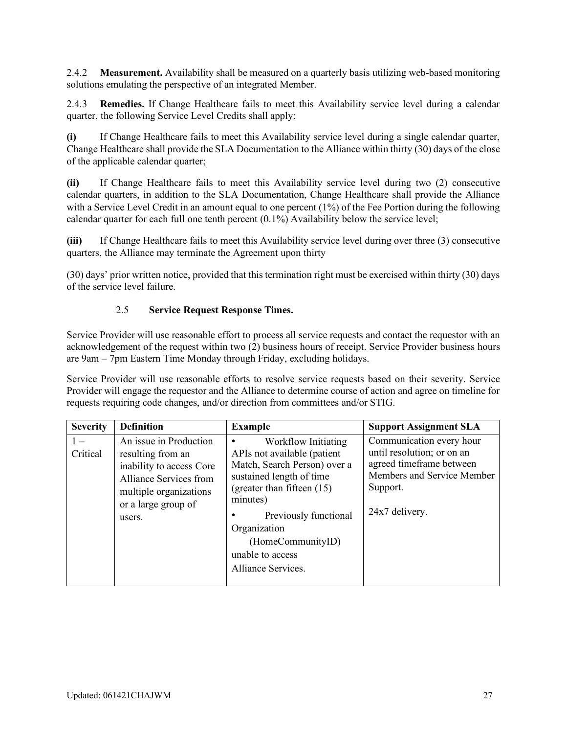2.4.2 **Measurement.** Availability shall be measured on a quarterly basis utilizing web-based monitoring solutions emulating the perspective of an integrated Member.

2.4.3 **Remedies.** If Change Healthcare fails to meet this Availability service level during a calendar quarter, the following Service Level Credits shall apply:

**(i)** If Change Healthcare fails to meet this Availability service level during a single calendar quarter, Change Healthcare shall provide the SLA Documentation to the Alliance within thirty (30) days of the close of the applicable calendar quarter;

**(ii)** If Change Healthcare fails to meet this Availability service level during two (2) consecutive calendar quarters, in addition to the SLA Documentation, Change Healthcare shall provide the Alliance with a Service Level Credit in an amount equal to one percent (1%) of the Fee Portion during the following calendar quarter for each full one tenth percent (0.1%) Availability below the service level;

**(iii)** If Change Healthcare fails to meet this Availability service level during over three (3) consecutive quarters, the Alliance may terminate the Agreement upon thirty

(30) days' prior written notice, provided that this termination right must be exercised within thirty (30) days of the service level failure.

### 2.5 **Service Request Response Times.**

Service Provider will use reasonable effort to process all service requests and contact the requestor with an acknowledgement of the request within two (2) business hours of receipt. Service Provider business hours are 9am – 7pm Eastern Time Monday through Friday, excluding holidays.

Service Provider will use reasonable efforts to resolve service requests based on their severity. Service Provider will engage the requestor and the Alliance to determine course of action and agree on timeline for requests requiring code changes, and/or direction from committees and/or STIG.

| Severity | Definition | Example | Support Assignment SLA |
|---|---|---|---|
| 1 – Critical | An issue in Production resulting from an inability to access Core Alliance Services from multiple organizations or a large group of users. | • Workflow Initiating APIs not available (patient Match, Search Person) over a sustained length of time (greater than fifteen (15) minutes)<br>• Previously functional Organization (HomeCommunityID) unable to access Alliance Services. | Communication every hour until resolution; or on an agreed timeframe between Members and Service Member Support.<br><br>24x7 delivery. |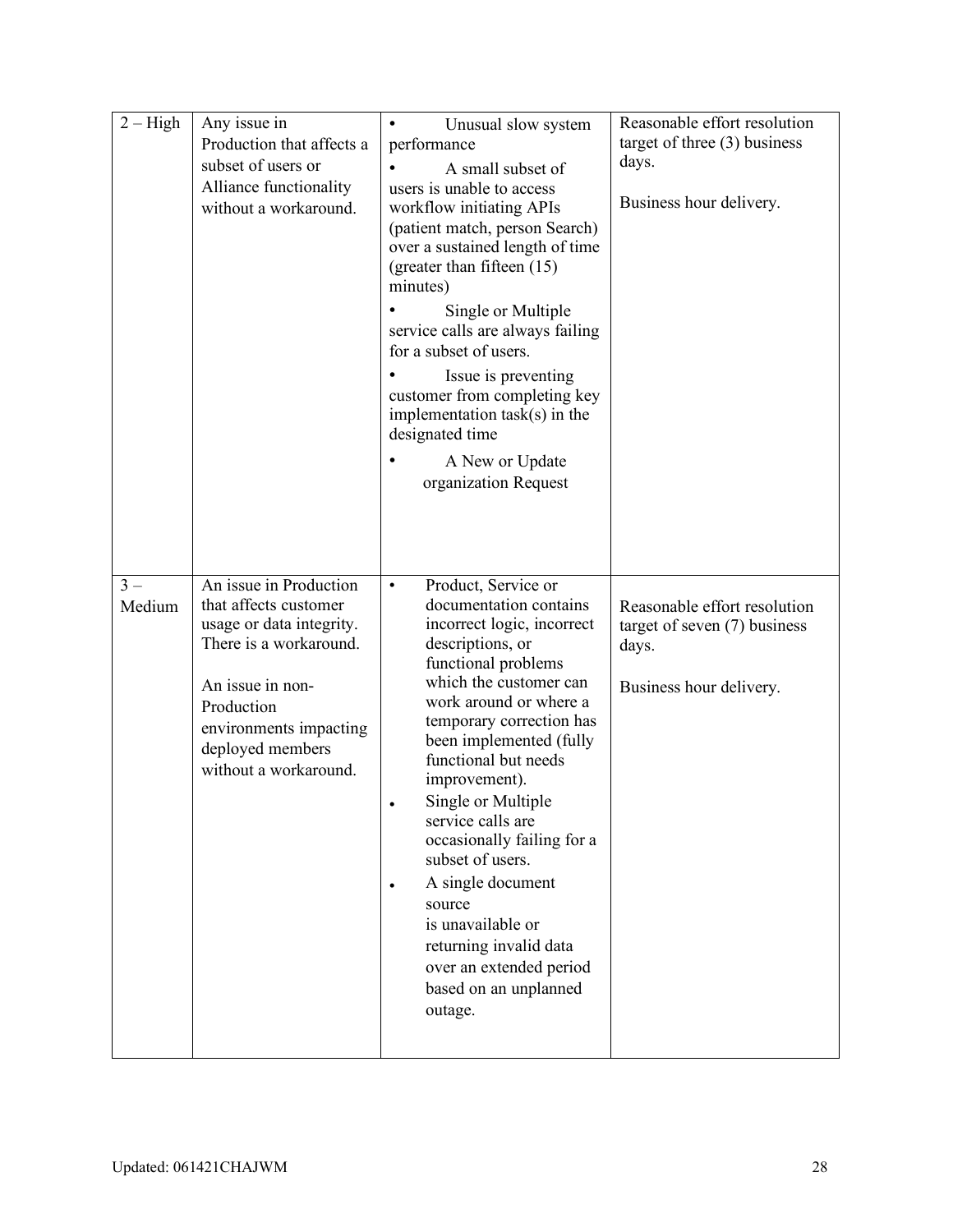| | | | |
|---|---|---|---|
| 2 – High | Any issue in Production that affects a subset of users or Alliance functionality without a workaround. | • Unusual slow system performance<br>• A small subset of users is unable to access workflow initiating APIs (patient match, person Search) over a sustained length of time (greater than fifteen (15) minutes)<br>• Single or Multiple service calls are always failing for a subset of users.<br>• Issue is preventing customer from completing key implementation task(s) in the designated time<br>• A New or Update organization Request | Reasonable effort resolution target of three (3) business days.<br><br>Business hour delivery. |
| 3 – Medium | An issue in Production that affects customer usage or data integrity. There is a workaround.<br><br>An issue in non-Production environments impacting deployed members without a workaround. | • Product, Service or documentation contains incorrect logic, incorrect descriptions, or functional problems which the customer can work around or where a temporary correction has been implemented (fully functional but needs improvement).<br>• Single or Multiple service calls are occasionally failing for a subset of users.<br>• A single document source is unavailable or returning invalid data over an extended period based on an unplanned outage. | Reasonable effort resolution target of seven (7) business days.<br><br>Business hour delivery. |

Updated: 061421CHAJWM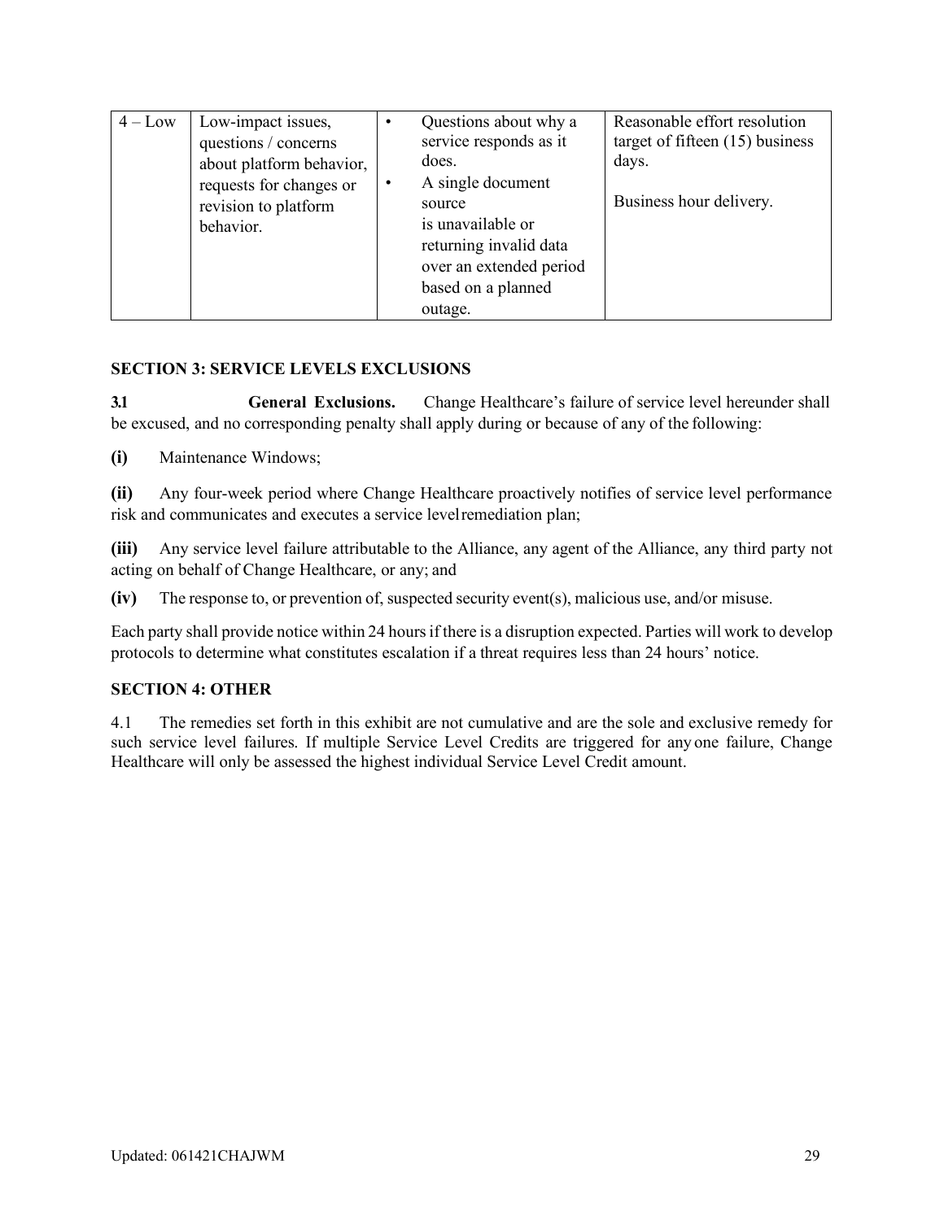| 4 – Low | Low-impact issues, questions / concerns about platform behavior, requests for changes or revision to platform behavior. | • Questions about why a service responds as it does.<br>• A single document source is unavailable or returning invalid data over an extended period based on a planned outage. | Reasonable effort resolution target of fifteen (15) business days.<br><br>Business hour delivery. |
|---|---|---|---|

**SECTION 3: SERVICE LEVELS EXCLUSIONS**

**3.1 General Exclusions.** Change Healthcare's failure of service level hereunder shall be excused, and no corresponding penalty shall apply during or because of any of the following:

**(i)** Maintenance Windows;

**(ii)** Any four-week period where Change Healthcare proactively notifies of service level performance risk and communicates and executes a service level remediation plan;

**(iii)** Any service level failure attributable to the Alliance, any agent of the Alliance, any third party not acting on behalf of Change Healthcare, or any; and

**(iv)** The response to, or prevention of, suspected security event(s), malicious use, and/or misuse.

Each party shall provide notice within 24 hours if there is a disruption expected. Parties will work to develop protocols to determine what constitutes escalation if a threat requires less than 24 hours' notice.

**SECTION 4: OTHER**

4.1 The remedies set forth in this exhibit are not cumulative and are the sole and exclusive remedy for such service level failures. If multiple Service Level Credits are triggered for any one failure, Change Healthcare will only be assessed the highest individual Service Level Credit amount.

Updated: 061421CHAJWM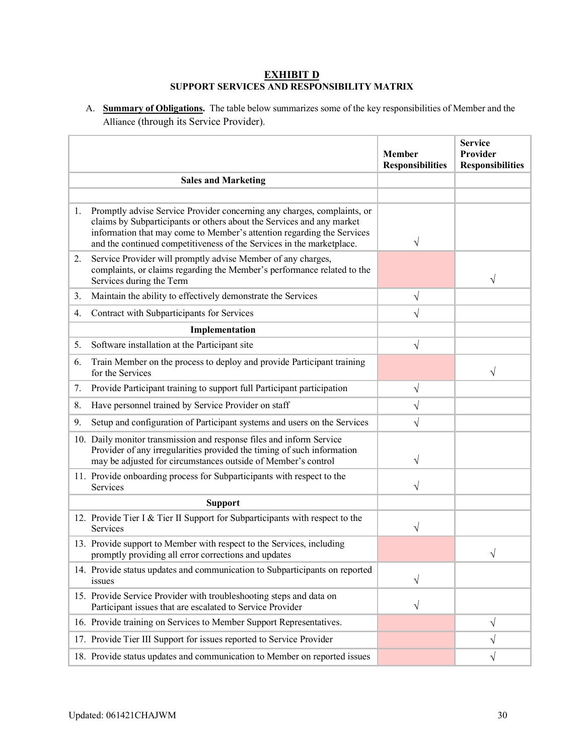# EXHIBIT D
## SUPPORT SERVICES AND RESPONSIBILITY MATRIX

A. **Summary of Obligations.** The table below summarizes some of the key responsibilities of Member and the Alliance (through its Service Provider).

| | Member Responsibilities | Service Provider Responsibilities |
|---|---|---|
| **Sales and Marketing** | | |
| | | |
| 1. Promptly advise Service Provider concerning any charges, complaints, or claims by Subparticipants or others about the Services and any market information that may come to Member's attention regarding the Services and the continued competitiveness of the Services in the marketplace. | √ | |
| 2. Service Provider will promptly advise Member of any charges, complaints, or claims regarding the Member's performance related to the Services during the Term | | √ |
| 3. Maintain the ability to effectively demonstrate the Services | √ | |
| 4. Contract with Subparticipants for Services | √ | |
| **Implementation** | | |
| 5. Software installation at the Participant site | √ | |
| 6. Train Member on the process to deploy and provide Participant training for the Services | | √ |
| 7. Provide Participant training to support full Participant participation | √ | |
| 8. Have personnel trained by Service Provider on staff | √ | |
| 9. Setup and configuration of Participant systems and users on the Services | √ | |
| 10. Daily monitor transmission and response files and inform Service Provider of any irregularities provided the timing of such information may be adjusted for circumstances outside of Member's control | √ | |
| 11. Provide onboarding process for Subparticipants with respect to the Services | √ | |
| **Support** | | |
| 12. Provide Tier I & Tier II Support for Subparticipants with respect to the Services | √ | |
| 13. Provide support to Member with respect to the Services, including promptly providing all error corrections and updates | | √ |
| 14. Provide status updates and communication to Subparticipants on reported issues | √ | |
| 15. Provide Service Provider with troubleshooting steps and data on Participant issues that are escalated to Service Provider | √ | |
| 16. Provide training on Services to Member Support Representatives. | | √ |
| 17. Provide Tier III Support for issues reported to Service Provider | | √ |
| 18. Provide status updates and communication to Member on reported issues | | √ |

Updated: 061421CHAJWM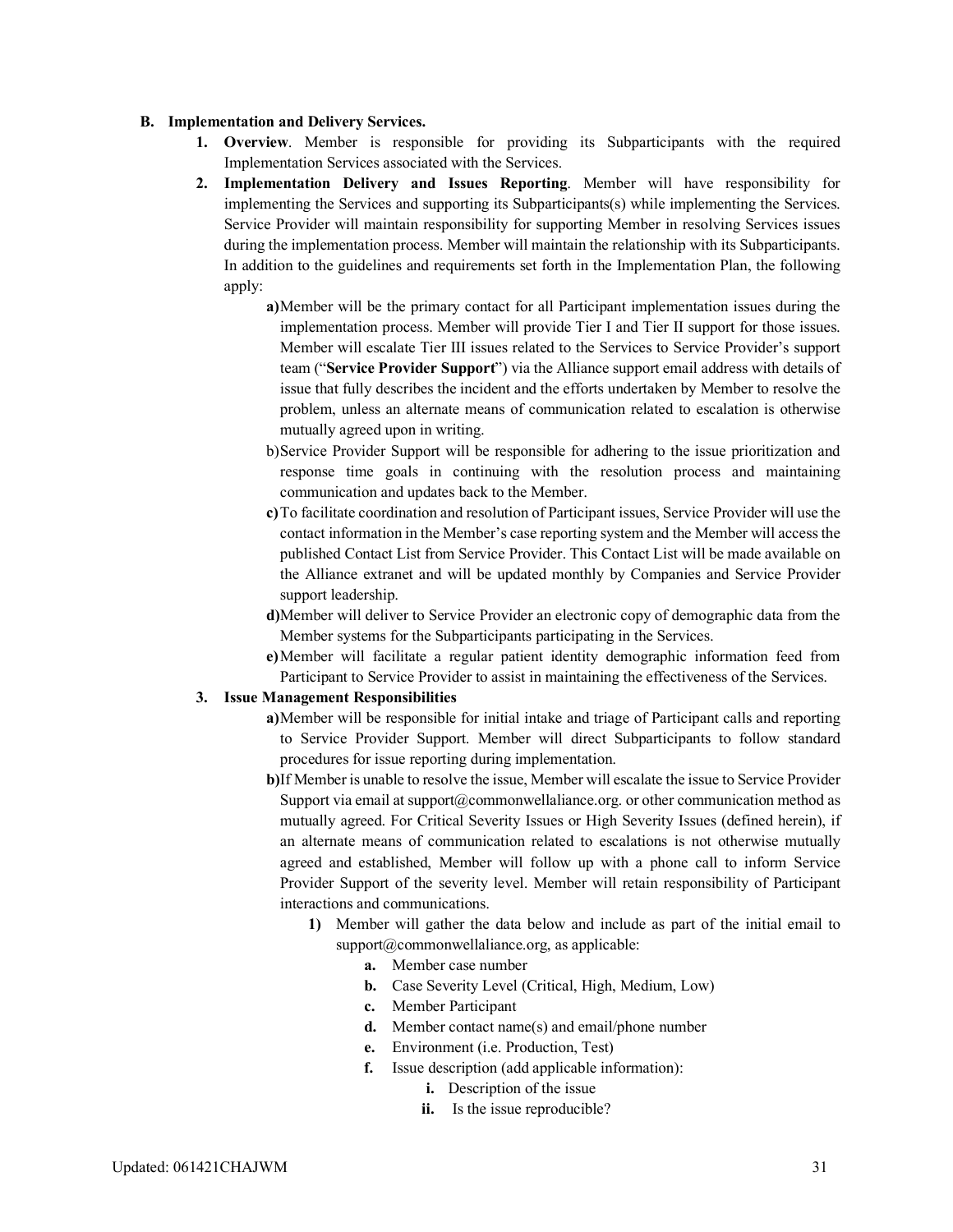**B. Implementation and Delivery Services.**

1. **Overview**. Member is responsible for providing its Subparticipants with the required Implementation Services associated with the Services.
2. **Implementation Delivery and Issues Reporting**. Member will have responsibility for implementing the Services and supporting its Subparticipants(s) while implementing the Services. Service Provider will maintain responsibility for supporting Member in resolving Services issues during the implementation process. Member will maintain the relationship with its Subparticipants. In addition to the guidelines and requirements set forth in the Implementation Plan, the following apply:
   - **a)** Member will be the primary contact for all Participant implementation issues during the implementation process. Member will provide Tier I and Tier II support for those issues. Member will escalate Tier III issues related to the Services to Service Provider's support team ("**Service Provider Support**") via the Alliance support email address with details of issue that fully describes the incident and the efforts undertaken by Member to resolve the problem, unless an alternate means of communication related to escalation is otherwise mutually agreed upon in writing.
   - b) Service Provider Support will be responsible for adhering to the issue prioritization and response time goals in continuing with the resolution process and maintaining communication and updates back to the Member.
   - **c)** To facilitate coordination and resolution of Participant issues, Service Provider will use the contact information in the Member's case reporting system and the Member will access the published Contact List from Service Provider. This Contact List will be made available on the Alliance extranet and will be updated monthly by Companies and Service Provider support leadership.
   - **d)** Member will deliver to Service Provider an electronic copy of demographic data from the Member systems for the Subparticipants participating in the Services.
   - **e)** Member will facilitate a regular patient identity demographic information feed from Participant to Service Provider to assist in maintaining the effectiveness of the Services.
3. **Issue Management Responsibilities**
   - **a)** Member will be responsible for initial intake and triage of Participant calls and reporting to Service Provider Support. Member will direct Subparticipants to follow standard procedures for issue reporting during implementation.
   - **b)** If Member is unable to resolve the issue, Member will escalate the issue to Service Provider Support via email at support@commonwellaliance.org. or other communication method as mutually agreed. For Critical Severity Issues or High Severity Issues (defined herein), if an alternate means of communication related to escalations is not otherwise mutually agreed and established, Member will follow up with a phone call to inform Service Provider Support of the severity level. Member will retain responsibility of Participant interactions and communications.
     - **1)** Member will gather the data below and include as part of the initial email to support@commonwellaliance.org, as applicable:
       - **a.** Member case number
       - **b.** Case Severity Level (Critical, High, Medium, Low)
       - **c.** Member Participant
       - **d.** Member contact name(s) and email/phone number
       - **e.** Environment (i.e. Production, Test)
       - **f.** Issue description (add applicable information):
         - **i.** Description of the issue
         - **ii.** Is the issue reproducible?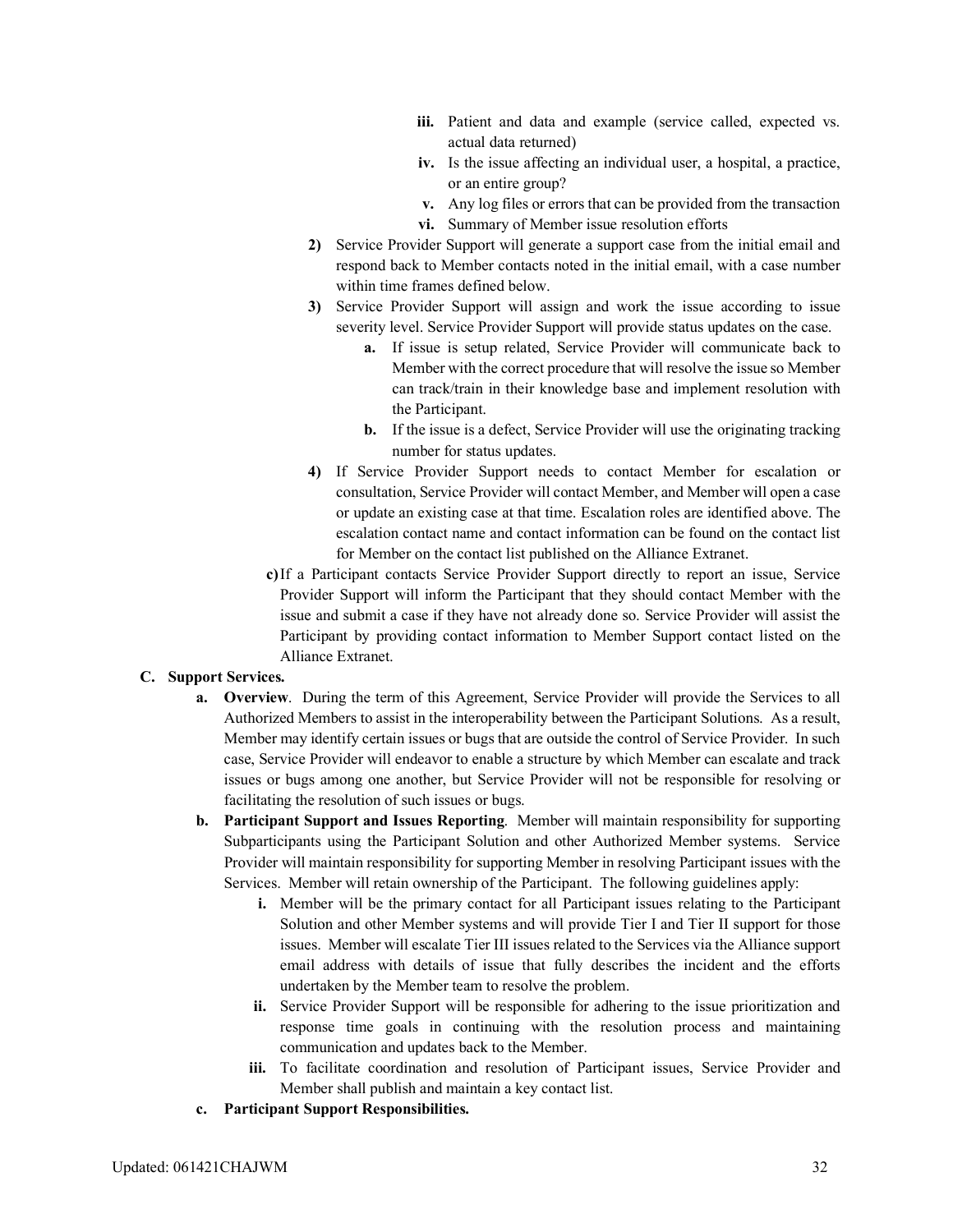iii. Patient and data and example (service called, expected vs. actual data returned)

iv. Is the issue affecting an individual user, a hospital, a practice, or an entire group?

v. Any log files or errors that can be provided from the transaction

vi. Summary of Member issue resolution efforts

2) Service Provider Support will generate a support case from the initial email and respond back to Member contacts noted in the initial email, with a case number within time frames defined below.

3) Service Provider Support will assign and work the issue according to issue severity level. Service Provider Support will provide status updates on the case.

   a. If issue is setup related, Service Provider will communicate back to Member with the correct procedure that will resolve the issue so Member can track/train in their knowledge base and implement resolution with the Participant.

   b. If the issue is a defect, Service Provider will use the originating tracking number for status updates.

4) If Service Provider Support needs to contact Member for escalation or consultation, Service Provider will contact Member, and Member will open a case or update an existing case at that time. Escalation roles are identified above. The escalation contact name and contact information can be found on the contact list for Member on the contact list published on the Alliance Extranet.

c) If a Participant contacts Service Provider Support directly to report an issue, Service Provider Support will inform the Participant that they should contact Member with the issue and submit a case if they have not already done so. Service Provider will assist the Participant by providing contact information to Member Support contact listed on the Alliance Extranet.

**C. Support Services.**

**a. Overview**. During the term of this Agreement, Service Provider will provide the Services to all Authorized Members to assist in the interoperability between the Participant Solutions. As a result, Member may identify certain issues or bugs that are outside the control of Service Provider. In such case, Service Provider will endeavor to enable a structure by which Member can escalate and track issues or bugs among one another, but Service Provider will not be responsible for resolving or facilitating the resolution of such issues or bugs.

**b. Participant Support and Issues Reporting**. Member will maintain responsibility for supporting Subparticipants using the Participant Solution and other Authorized Member systems. Service Provider will maintain responsibility for supporting Member in resolving Participant issues with the Services. Member will retain ownership of the Participant. The following guidelines apply:

i. Member will be the primary contact for all Participant issues relating to the Participant Solution and other Member systems and will provide Tier I and Tier II support for those issues. Member will escalate Tier III issues related to the Services via the Alliance support email address with details of issue that fully describes the incident and the efforts undertaken by the Member team to resolve the problem.

ii. Service Provider Support will be responsible for adhering to the issue prioritization and response time goals in continuing with the resolution process and maintaining communication and updates back to the Member.

iii. To facilitate coordination and resolution of Participant issues, Service Provider and Member shall publish and maintain a key contact list.

**c. Participant Support Responsibilities.**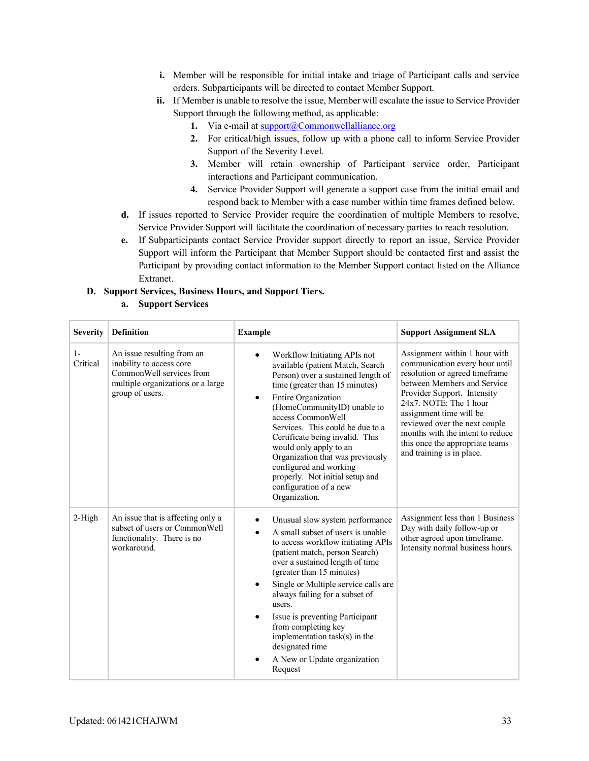i. Member will be responsible for initial intake and triage of Participant calls and service orders. Subparticipants will be directed to contact Member Support.

ii. If Member is unable to resolve the issue, Member will escalate the issue to Service Provider Support through the following method, as applicable:

1. Via e-mail at support@Commonwellalliance.org
2. For critical/high issues, follow up with a phone call to inform Service Provider Support of the Severity Level.
3. Member will retain ownership of Participant service order, Participant interactions and Participant communication.
4. Service Provider Support will generate a support case from the initial email and respond back to Member with a case number within time frames defined below.

d. If issues reported to Service Provider require the coordination of multiple Members to resolve, Service Provider Support will facilitate the coordination of necessary parties to reach resolution.

e. If Subparticipants contact Service Provider support directly to report an issue, Service Provider Support will inform the Participant that Member Support should be contacted first and assist the Participant by providing contact information to the Member Support contact listed on the Alliance Extranet.

**D. Support Services, Business Hours, and Support Tiers.**

**a. Support Services**

| Severity | Definition | Example | Support Assignment SLA |
|---|---|---|---|
| 1-Critical | An issue resulting from an inability to access core CommonWell services from multiple organizations or a large group of users. | • Workflow Initiating APIs not available (patient Match, Search Person) over a sustained length of time (greater than 15 minutes)<br>• Entire Organization (HomeCommunityID) unable to access CommonWell Services. This could be due to a Certificate being invalid. This would only apply to an Organization that was previously configured and working properly. Not initial setup and configuration of a new Organization. | Assignment within 1 hour with communication every hour until resolution or agreed timeframe between Members and Service Provider Support. Intensity 24x7. NOTE: The 1 hour assignment time will be reviewed over the next couple months with the intent to reduce this once the appropriate teams and training is in place. |
| 2-High | An issue that is affecting only a subset of users or CommonWell functionality. There is no workaround. | • Unusual slow system performance<br>• A small subset of users is unable to access workflow initiating APIs (patient match, person Search) over a sustained length of time (greater than 15 minutes)<br>• Single or Multiple service calls are always failing for a subset of users.<br>• Issue is preventing Participant from completing key implementation task(s) in the designated time<br>• A New or Update organization Request | Assignment less than 1 Business Day with daily follow-up or other agreed upon timeframe. Intensity normal business hours. |

Updated: 061421CHAJWM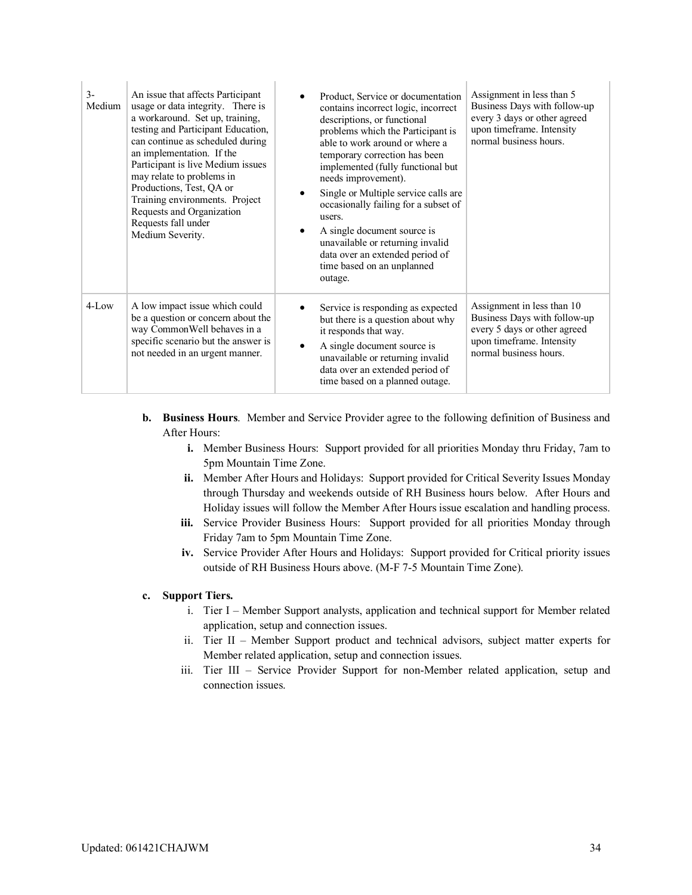| | | | |
|---|---|---|---|
| 3-Medium | An issue that affects Participant usage or data integrity. There is a workaround. Set up, training, testing and Participant Education, can continue as scheduled during an implementation. If the Participant is live Medium issues may relate to problems in Productions, Test, QA or Training environments. Project Requests and Organization Requests fall under Medium Severity. | • Product, Service or documentation contains incorrect logic, incorrect descriptions, or functional problems which the Participant is able to work around or where a temporary correction has been implemented (fully functional but needs improvement).<br>• Single or Multiple service calls are occasionally failing for a subset of users.<br>• A single document source is unavailable or returning invalid data over an extended period of time based on an unplanned outage. | Assignment in less than 5 Business Days with follow-up every 3 days or other agreed upon timeframe. Intensity normal business hours. |
| 4-Low | A low impact issue which could be a question or concern about the way CommonWell behaves in a specific scenario but the answer is not needed in an urgent manner. | • Service is responding as expected but there is a question about why it responds that way.<br>• A single document source is unavailable or returning invalid data over an extended period of time based on a planned outage. | Assignment in less than 10 Business Days with follow-up every 5 days or other agreed upon timeframe. Intensity normal business hours. |

**b. Business Hours**. Member and Service Provider agree to the following definition of Business and After Hours:

**i.** Member Business Hours: Support provided for all priorities Monday thru Friday, 7am to 5pm Mountain Time Zone.

**ii.** Member After Hours and Holidays: Support provided for Critical Severity Issues Monday through Thursday and weekends outside of RH Business hours below. After Hours and Holiday issues will follow the Member After Hours issue escalation and handling process.

**iii.** Service Provider Business Hours: Support provided for all priorities Monday through Friday 7am to 5pm Mountain Time Zone.

**iv.** Service Provider After Hours and Holidays: Support provided for Critical priority issues outside of RH Business Hours above. (M-F 7-5 Mountain Time Zone).

**c. Support Tiers.**

i. Tier I – Member Support analysts, application and technical support for Member related application, setup and connection issues.

ii. Tier II – Member Support product and technical advisors, subject matter experts for Member related application, setup and connection issues.

iii. Tier III – Service Provider Support for non-Member related application, setup and connection issues.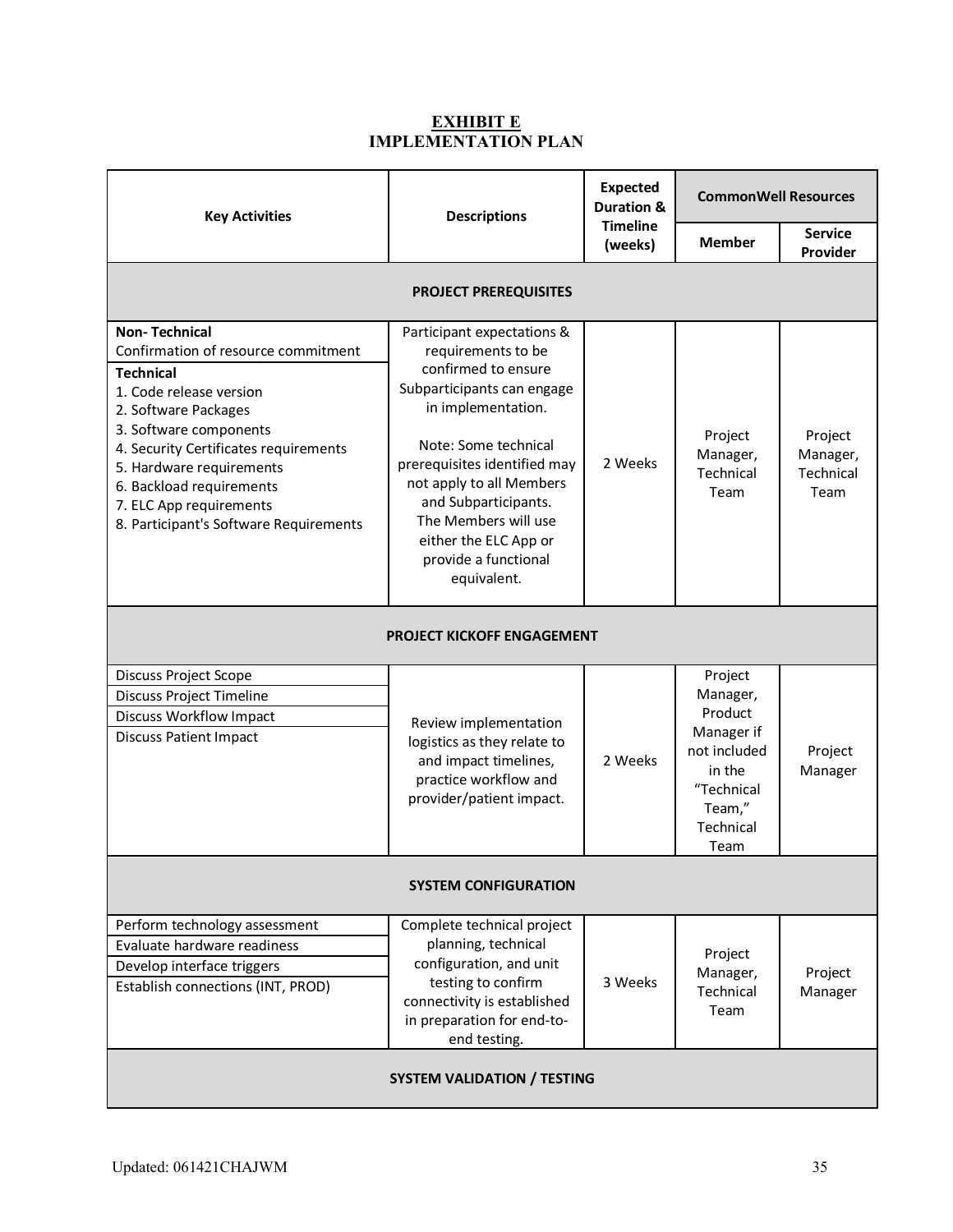# EXHIBIT E
## IMPLEMENTATION PLAN

| Key Activities | Descriptions | Expected Duration & Timeline (weeks) | CommonWell Resources | |
|---|---|---|---|---|
| | | | Member | Service Provider |
| **PROJECT PREREQUISITES** | | | | |
| **Non- Technical**<br>Confirmation of resource commitment<br>**Technical**<br>1. Code release version<br>2. Software Packages<br>3. Software components<br>4. Security Certificates requirements<br>5. Hardware requirements<br>6. Backload requirements<br>7. ELC App requirements<br>8. Participant's Software Requirements | Participant expectations & requirements to be confirmed to ensure Subparticipants can engage in implementation.<br><br>Note: Some technical prerequisites identified may not apply to all Members and Subparticipants. The Members will use either the ELC App or provide a functional equivalent. | 2 Weeks | Project Manager, Technical Team | Project Manager, Technical Team |
| **PROJECT KICKOFF ENGAGEMENT** | | | | |
| Discuss Project Scope<br>Discuss Project Timeline<br>Discuss Workflow Impact<br>Discuss Patient Impact | Review implementation logistics as they relate to and impact timelines, practice workflow and provider/patient impact. | 2 Weeks | Project Manager, Product Manager if not included in the "Technical Team," Technical Team | Project Manager |
| **SYSTEM CONFIGURATION** | | | | |
| Perform technology assessment<br>Evaluate hardware readiness<br>Develop interface triggers<br>Establish connections (INT, PROD) | Complete technical project planning, technical configuration, and unit testing to confirm connectivity is established in preparation for end-to-end testing. | 3 Weeks | Project Manager, Technical Team | Project Manager |
| **SYSTEM VALIDATION / TESTING** | | | | |

Updated: 061421CHAJWM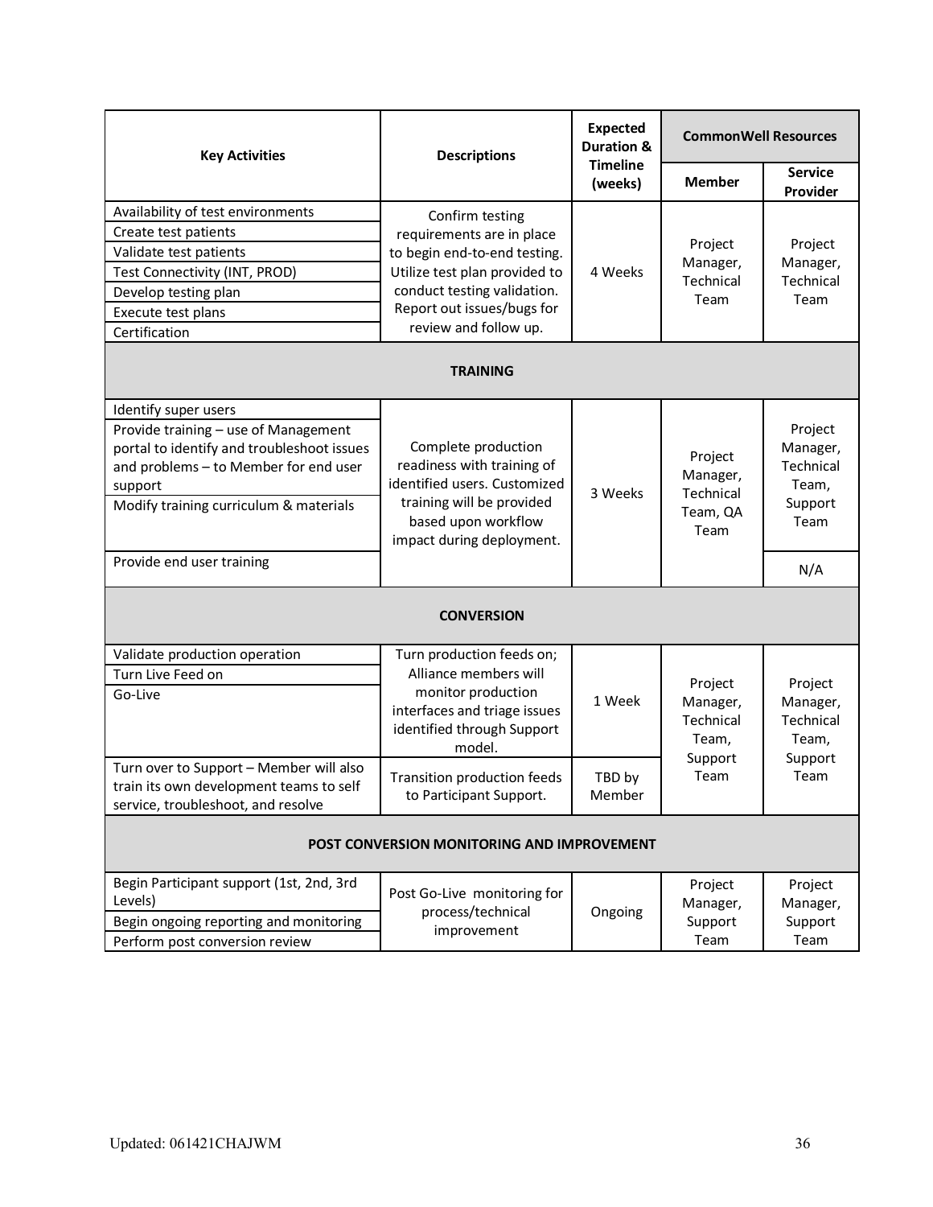| Key Activities | Descriptions | Expected Duration & Timeline (weeks) | CommonWell Resources | |
|---|---|---|---|---|
| | | | Member | Service Provider |
| Availability of test environments<br>Create test patients<br>Validate test patients<br>Test Connectivity (INT, PROD)<br>Develop testing plan<br>Execute test plans<br>Certification | Confirm testing requirements are in place to begin end-to-end testing. Utilize test plan provided to conduct testing validation. Report out issues/bugs for review and follow up. | 4 Weeks | Project Manager, Technical Team | Project Manager, Technical Team |
| **TRAINING** | | | | |
| Identify super users<br>Provide training – use of Management portal to identify and troubleshoot issues and problems – to Member for end user support<br>Modify training curriculum & materials | Complete production readiness with training of identified users. Customized training will be provided based upon workflow impact during deployment. | 3 Weeks | Project Manager, Technical Team, QA Team | Project Manager, Technical Team, Support Team |
| Provide end user training | | | | N/A |
| **CONVERSION** | | | | |
| Validate production operation<br>Turn Live Feed on<br>Go-Live | Turn production feeds on; Alliance members will monitor production interfaces and triage issues identified through Support model. | 1 Week | Project Manager, Technical Team, Support Team | Project Manager, Technical Team, Support Team |
| Turn over to Support – Member will also train its own development teams to self service, troubleshoot, and resolve | Transition production feeds to Participant Support. | TBD by Member | | |
| **POST CONVERSION MONITORING AND IMPROVEMENT** | | | | |
| Begin Participant support (1st, 2nd, 3rd Levels)<br>Begin ongoing reporting and monitoring<br>Perform post conversion review | Post Go-Live monitoring for process/technical improvement | Ongoing | Project Manager, Support Team | Project Manager, Support Team |

Updated: 061421CHAJWM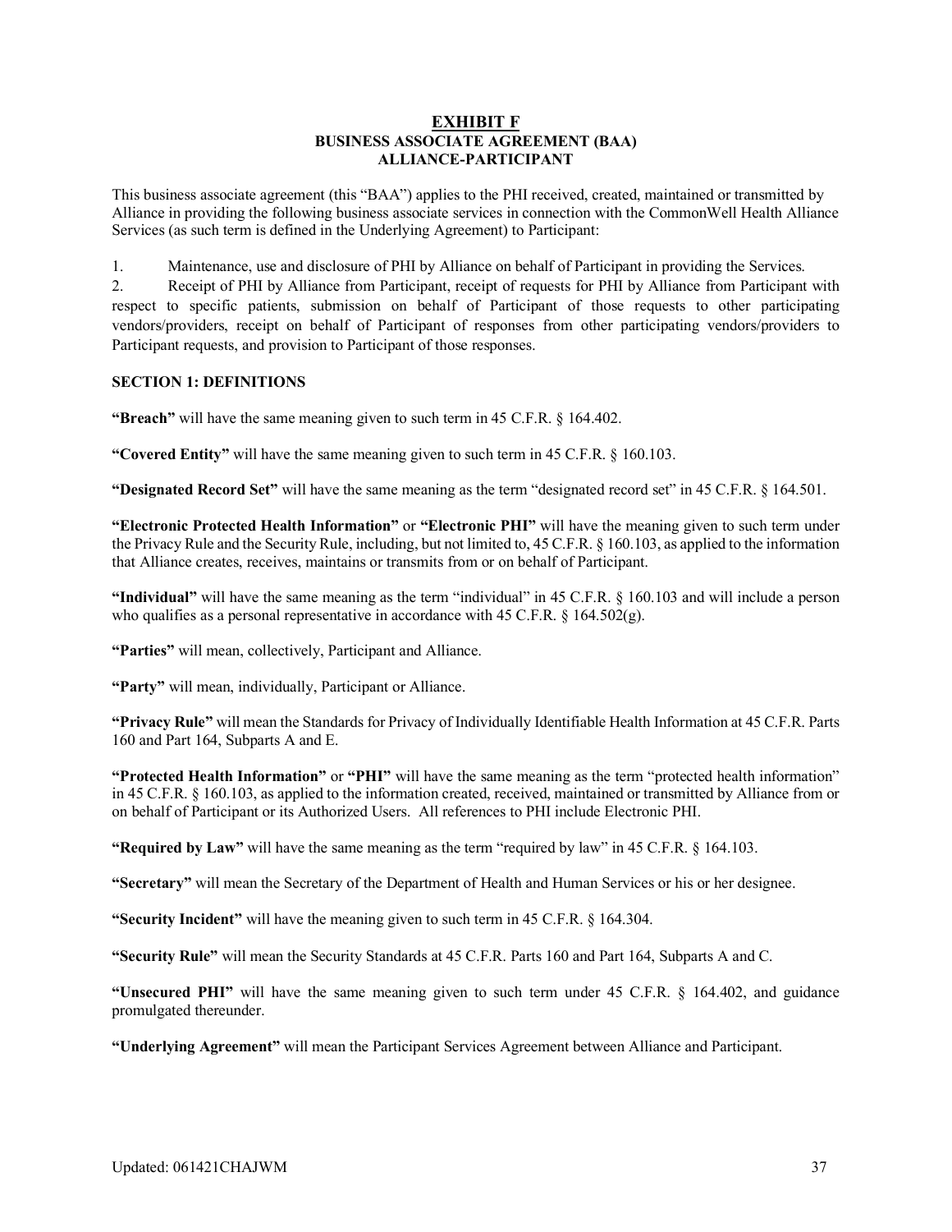# EXHIBIT F

## BUSINESS ASSOCIATE AGREEMENT (BAA)

## ALLIANCE-PARTICIPANT

This business associate agreement (this "BAA") applies to the PHI received, created, maintained or transmitted by Alliance in providing the following business associate services in connection with the CommonWell Health Alliance Services (as such term is defined in the Underlying Agreement) to Participant:

1. Maintenance, use and disclosure of PHI by Alliance on behalf of Participant in providing the Services.
2. Receipt of PHI by Alliance from Participant, receipt of requests for PHI by Alliance from Participant with respect to specific patients, submission on behalf of Participant of those requests to other participating vendors/providers, receipt on behalf of Participant of responses from other participating vendors/providers to Participant requests, and provision to Participant of those responses.

### SECTION 1: DEFINITIONS

**"Breach"** will have the same meaning given to such term in 45 C.F.R. § 164.402.

**"Covered Entity"** will have the same meaning given to such term in 45 C.F.R. § 160.103.

**"Designated Record Set"** will have the same meaning as the term "designated record set" in 45 C.F.R. § 164.501.

**"Electronic Protected Health Information"** or **"Electronic PHI"** will have the meaning given to such term under the Privacy Rule and the Security Rule, including, but not limited to, 45 C.F.R. § 160.103, as applied to the information that Alliance creates, receives, maintains or transmits from or on behalf of Participant.

**"Individual"** will have the same meaning as the term "individual" in 45 C.F.R. § 160.103 and will include a person who qualifies as a personal representative in accordance with 45 C.F.R. § 164.502(g).

**"Parties"** will mean, collectively, Participant and Alliance.

**"Party"** will mean, individually, Participant or Alliance.

**"Privacy Rule"** will mean the Standards for Privacy of Individually Identifiable Health Information at 45 C.F.R. Parts 160 and Part 164, Subparts A and E.

**"Protected Health Information"** or **"PHI"** will have the same meaning as the term "protected health information" in 45 C.F.R. § 160.103, as applied to the information created, received, maintained or transmitted by Alliance from or on behalf of Participant or its Authorized Users. All references to PHI include Electronic PHI.

**"Required by Law"** will have the same meaning as the term "required by law" in 45 C.F.R. § 164.103.

**"Secretary"** will mean the Secretary of the Department of Health and Human Services or his or her designee.

**"Security Incident"** will have the meaning given to such term in 45 C.F.R. § 164.304.

**"Security Rule"** will mean the Security Standards at 45 C.F.R. Parts 160 and Part 164, Subparts A and C.

**"Unsecured PHI"** will have the same meaning given to such term under 45 C.F.R. § 164.402, and guidance promulgated thereunder.

**"Underlying Agreement"** will mean the Participant Services Agreement between Alliance and Participant.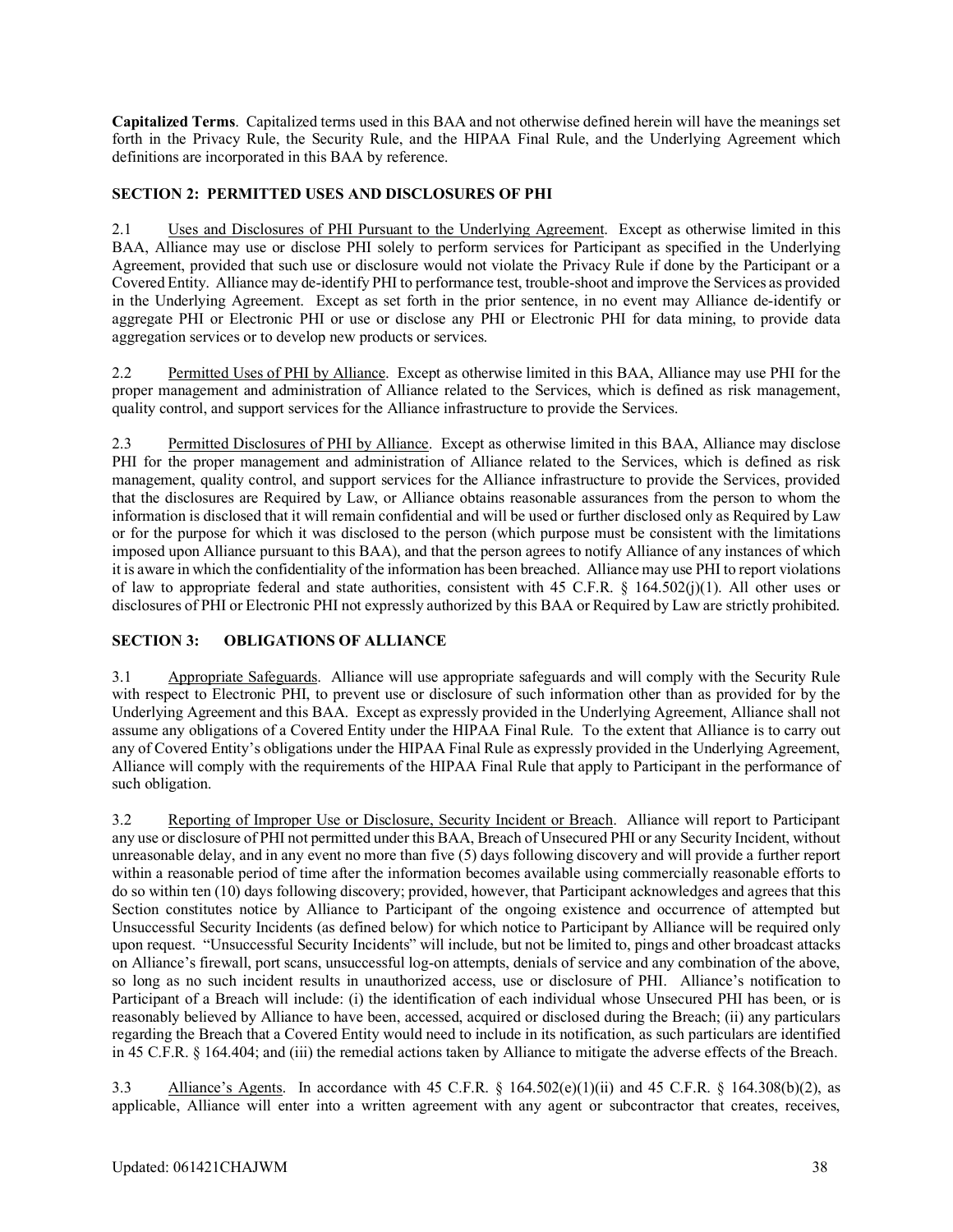**Capitalized Terms**. Capitalized terms used in this BAA and not otherwise defined herein will have the meanings set forth in the Privacy Rule, the Security Rule, and the HIPAA Final Rule, and the Underlying Agreement which definitions are incorporated in this BAA by reference.

## SECTION 2: PERMITTED USES AND DISCLOSURES OF PHI

2.1 Uses and Disclosures of PHI Pursuant to the Underlying Agreement. Except as otherwise limited in this BAA, Alliance may use or disclose PHI solely to perform services for Participant as specified in the Underlying Agreement, provided that such use or disclosure would not violate the Privacy Rule if done by the Participant or a Covered Entity. Alliance may de-identify PHI to performance test, trouble-shoot and improve the Services as provided in the Underlying Agreement. Except as set forth in the prior sentence, in no event may Alliance de-identify or aggregate PHI or Electronic PHI or use or disclose any PHI or Electronic PHI for data mining, to provide data aggregation services or to develop new products or services.

2.2 Permitted Uses of PHI by Alliance. Except as otherwise limited in this BAA, Alliance may use PHI for the proper management and administration of Alliance related to the Services, which is defined as risk management, quality control, and support services for the Alliance infrastructure to provide the Services.

2.3 Permitted Disclosures of PHI by Alliance. Except as otherwise limited in this BAA, Alliance may disclose PHI for the proper management and administration of Alliance related to the Services, which is defined as risk management, quality control, and support services for the Alliance infrastructure to provide the Services, provided that the disclosures are Required by Law, or Alliance obtains reasonable assurances from the person to whom the information is disclosed that it will remain confidential and will be used or further disclosed only as Required by Law or for the purpose for which it was disclosed to the person (which purpose must be consistent with the limitations imposed upon Alliance pursuant to this BAA), and that the person agrees to notify Alliance of any instances of which it is aware in which the confidentiality of the information has been breached. Alliance may use PHI to report violations of law to appropriate federal and state authorities, consistent with 45 C.F.R. § 164.502(j)(1). All other uses or disclosures of PHI or Electronic PHI not expressly authorized by this BAA or Required by Law are strictly prohibited.

## SECTION 3: OBLIGATIONS OF ALLIANCE

3.1 Appropriate Safeguards. Alliance will use appropriate safeguards and will comply with the Security Rule with respect to Electronic PHI, to prevent use or disclosure of such information other than as provided for by the Underlying Agreement and this BAA. Except as expressly provided in the Underlying Agreement, Alliance shall not assume any obligations of a Covered Entity under the HIPAA Final Rule. To the extent that Alliance is to carry out any of Covered Entity's obligations under the HIPAA Final Rule as expressly provided in the Underlying Agreement, Alliance will comply with the requirements of the HIPAA Final Rule that apply to Participant in the performance of such obligation.

3.2 Reporting of Improper Use or Disclosure, Security Incident or Breach. Alliance will report to Participant any use or disclosure of PHI not permitted under this BAA, Breach of Unsecured PHI or any Security Incident, without unreasonable delay, and in any event no more than five (5) days following discovery and will provide a further report within a reasonable period of time after the information becomes available using commercially reasonable efforts to do so within ten (10) days following discovery; provided, however, that Participant acknowledges and agrees that this Section constitutes notice by Alliance to Participant of the ongoing existence and occurrence of attempted but Unsuccessful Security Incidents (as defined below) for which notice to Participant by Alliance will be required only upon request. "Unsuccessful Security Incidents" will include, but not be limited to, pings and other broadcast attacks on Alliance's firewall, port scans, unsuccessful log-on attempts, denials of service and any combination of the above, so long as no such incident results in unauthorized access, use or disclosure of PHI. Alliance's notification to Participant of a Breach will include: (i) the identification of each individual whose Unsecured PHI has been, or is reasonably believed by Alliance to have been, accessed, acquired or disclosed during the Breach; (ii) any particulars regarding the Breach that a Covered Entity would need to include in its notification, as such particulars are identified in 45 C.F.R. § 164.404; and (iii) the remedial actions taken by Alliance to mitigate the adverse effects of the Breach.

3.3 Alliance's Agents. In accordance with 45 C.F.R. § 164.502(e)(1)(ii) and 45 C.F.R. § 164.308(b)(2), as applicable, Alliance will enter into a written agreement with any agent or subcontractor that creates, receives,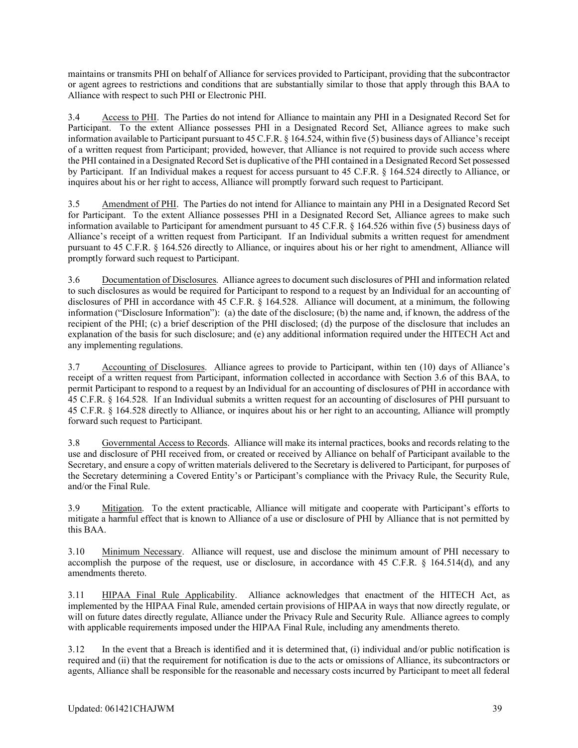maintains or transmits PHI on behalf of Alliance for services provided to Participant, providing that the subcontractor or agent agrees to restrictions and conditions that are substantially similar to those that apply through this BAA to Alliance with respect to such PHI or Electronic PHI.

3.4 Access to PHI. The Parties do not intend for Alliance to maintain any PHI in a Designated Record Set for Participant. To the extent Alliance possesses PHI in a Designated Record Set, Alliance agrees to make such information available to Participant pursuant to 45 C.F.R. § 164.524, within five (5) business days of Alliance's receipt of a written request from Participant; provided, however, that Alliance is not required to provide such access where the PHI contained in a Designated Record Set is duplicative of the PHI contained in a Designated Record Set possessed by Participant. If an Individual makes a request for access pursuant to 45 C.F.R. § 164.524 directly to Alliance, or inquires about his or her right to access, Alliance will promptly forward such request to Participant.

3.5 Amendment of PHI. The Parties do not intend for Alliance to maintain any PHI in a Designated Record Set for Participant. To the extent Alliance possesses PHI in a Designated Record Set, Alliance agrees to make such information available to Participant for amendment pursuant to 45 C.F.R. § 164.526 within five (5) business days of Alliance's receipt of a written request from Participant. If an Individual submits a written request for amendment pursuant to 45 C.F.R. § 164.526 directly to Alliance, or inquires about his or her right to amendment, Alliance will promptly forward such request to Participant.

3.6 Documentation of Disclosures. Alliance agrees to document such disclosures of PHI and information related to such disclosures as would be required for Participant to respond to a request by an Individual for an accounting of disclosures of PHI in accordance with 45 C.F.R. § 164.528. Alliance will document, at a minimum, the following information ("Disclosure Information"): (a) the date of the disclosure; (b) the name and, if known, the address of the recipient of the PHI; (c) a brief description of the PHI disclosed; (d) the purpose of the disclosure that includes an explanation of the basis for such disclosure; and (e) any additional information required under the HITECH Act and any implementing regulations.

3.7 Accounting of Disclosures. Alliance agrees to provide to Participant, within ten (10) days of Alliance's receipt of a written request from Participant, information collected in accordance with Section 3.6 of this BAA, to permit Participant to respond to a request by an Individual for an accounting of disclosures of PHI in accordance with 45 C.F.R. § 164.528. If an Individual submits a written request for an accounting of disclosures of PHI pursuant to 45 C.F.R. § 164.528 directly to Alliance, or inquires about his or her right to an accounting, Alliance will promptly forward such request to Participant.

3.8 Governmental Access to Records. Alliance will make its internal practices, books and records relating to the use and disclosure of PHI received from, or created or received by Alliance on behalf of Participant available to the Secretary, and ensure a copy of written materials delivered to the Secretary is delivered to Participant, for purposes of the Secretary determining a Covered Entity's or Participant's compliance with the Privacy Rule, the Security Rule, and/or the Final Rule.

3.9 Mitigation. To the extent practicable, Alliance will mitigate and cooperate with Participant's efforts to mitigate a harmful effect that is known to Alliance of a use or disclosure of PHI by Alliance that is not permitted by this BAA.

3.10 Minimum Necessary. Alliance will request, use and disclose the minimum amount of PHI necessary to accomplish the purpose of the request, use or disclosure, in accordance with 45 C.F.R. § 164.514(d), and any amendments thereto.

3.11 HIPAA Final Rule Applicability. Alliance acknowledges that enactment of the HITECH Act, as implemented by the HIPAA Final Rule, amended certain provisions of HIPAA in ways that now directly regulate, or will on future dates directly regulate, Alliance under the Privacy Rule and Security Rule. Alliance agrees to comply with applicable requirements imposed under the HIPAA Final Rule, including any amendments thereto.

3.12 In the event that a Breach is identified and it is determined that, (i) individual and/or public notification is required and (ii) that the requirement for notification is due to the acts or omissions of Alliance, its subcontractors or agents, Alliance shall be responsible for the reasonable and necessary costs incurred by Participant to meet all federal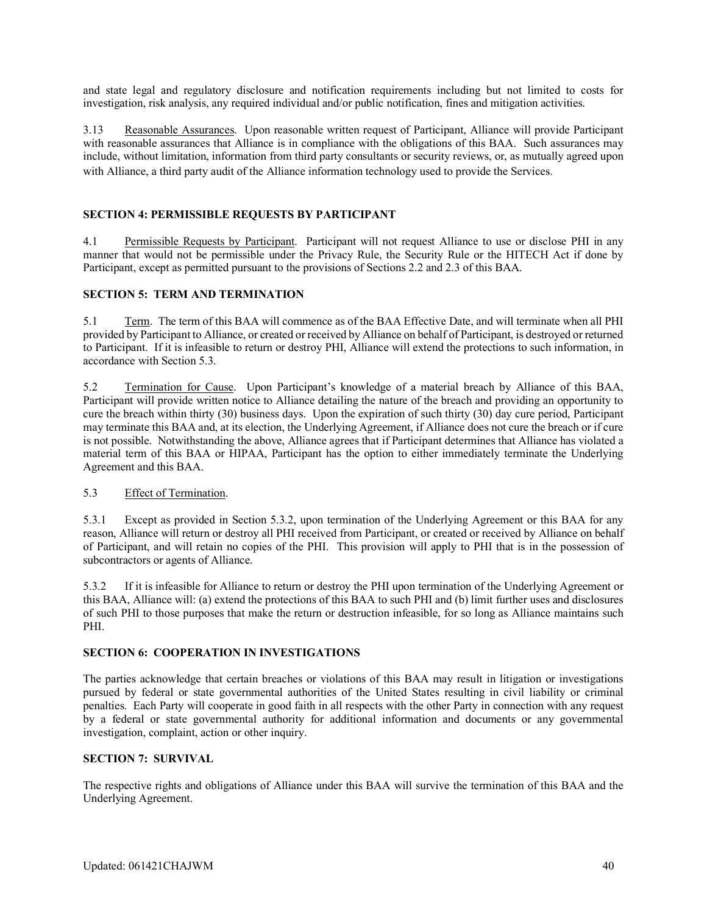and state legal and regulatory disclosure and notification requirements including but not limited to costs for investigation, risk analysis, any required individual and/or public notification, fines and mitigation activities.

3.13 Reasonable Assurances. Upon reasonable written request of Participant, Alliance will provide Participant with reasonable assurances that Alliance is in compliance with the obligations of this BAA. Such assurances may include, without limitation, information from third party consultants or security reviews, or, as mutually agreed upon with Alliance, a third party audit of the Alliance information technology used to provide the Services.

**SECTION 4: PERMISSIBLE REQUESTS BY PARTICIPANT**

4.1 Permissible Requests by Participant. Participant will not request Alliance to use or disclose PHI in any manner that would not be permissible under the Privacy Rule, the Security Rule or the HITECH Act if done by Participant, except as permitted pursuant to the provisions of Sections 2.2 and 2.3 of this BAA.

**SECTION 5: TERM AND TERMINATION**

5.1 Term. The term of this BAA will commence as of the BAA Effective Date, and will terminate when all PHI provided by Participant to Alliance, or created or received by Alliance on behalf of Participant, is destroyed or returned to Participant. If it is infeasible to return or destroy PHI, Alliance will extend the protections to such information, in accordance with Section 5.3.

5.2 Termination for Cause. Upon Participant's knowledge of a material breach by Alliance of this BAA, Participant will provide written notice to Alliance detailing the nature of the breach and providing an opportunity to cure the breach within thirty (30) business days. Upon the expiration of such thirty (30) day cure period, Participant may terminate this BAA and, at its election, the Underlying Agreement, if Alliance does not cure the breach or if cure is not possible. Notwithstanding the above, Alliance agrees that if Participant determines that Alliance has violated a material term of this BAA or HIPAA, Participant has the option to either immediately terminate the Underlying Agreement and this BAA.

5.3 Effect of Termination.

5.3.1 Except as provided in Section 5.3.2, upon termination of the Underlying Agreement or this BAA for any reason, Alliance will return or destroy all PHI received from Participant, or created or received by Alliance on behalf of Participant, and will retain no copies of the PHI. This provision will apply to PHI that is in the possession of subcontractors or agents of Alliance.

5.3.2 If it is infeasible for Alliance to return or destroy the PHI upon termination of the Underlying Agreement or this BAA, Alliance will: (a) extend the protections of this BAA to such PHI and (b) limit further uses and disclosures of such PHI to those purposes that make the return or destruction infeasible, for so long as Alliance maintains such PHI.

**SECTION 6: COOPERATION IN INVESTIGATIONS**

The parties acknowledge that certain breaches or violations of this BAA may result in litigation or investigations pursued by federal or state governmental authorities of the United States resulting in civil liability or criminal penalties. Each Party will cooperate in good faith in all respects with the other Party in connection with any request by a federal or state governmental authority for additional information and documents or any governmental investigation, complaint, action or other inquiry.

**SECTION 7: SURVIVAL**

The respective rights and obligations of Alliance under this BAA will survive the termination of this BAA and the Underlying Agreement.

Updated: 061421CHAJWM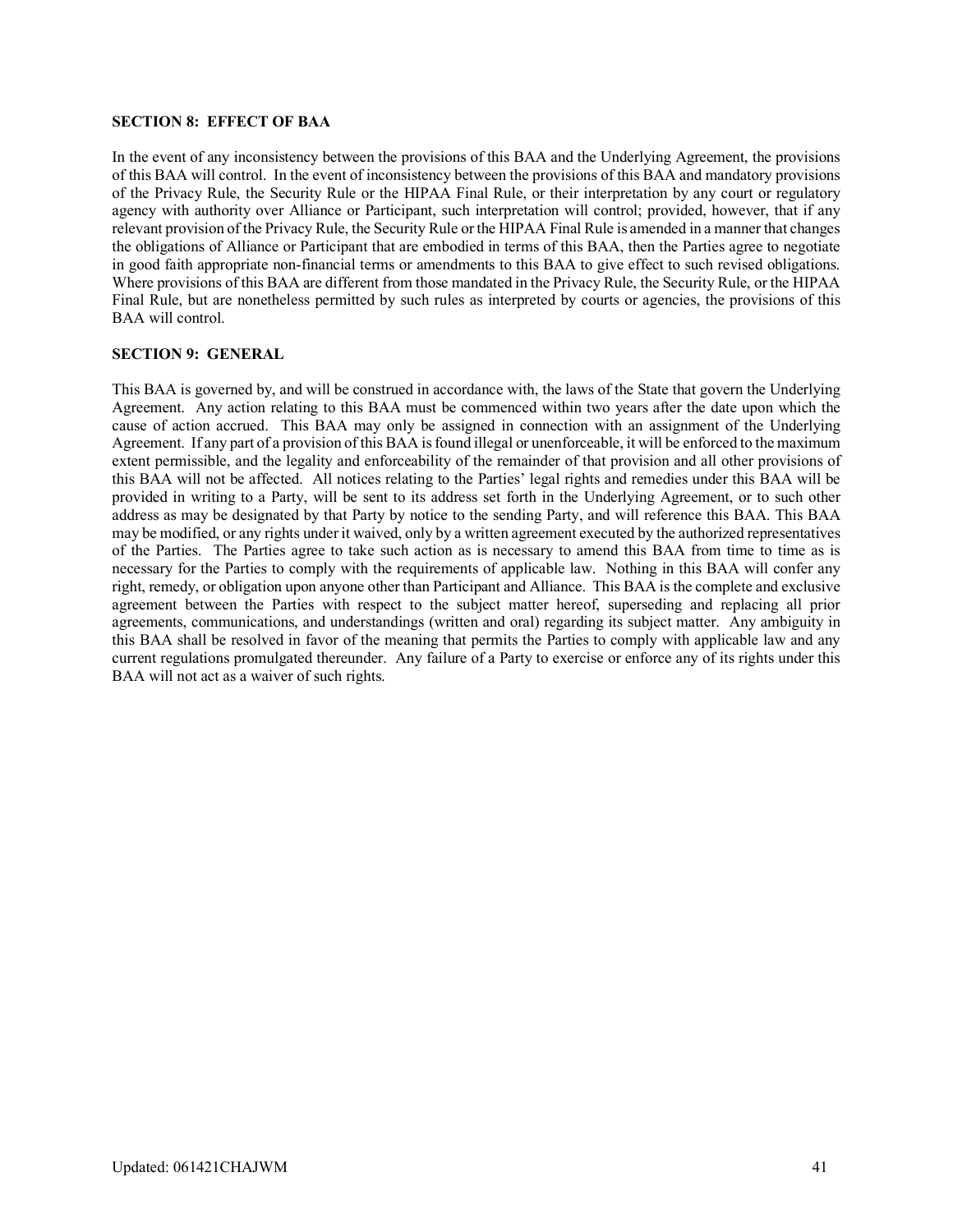**SECTION 8: EFFECT OF BAA**

In the event of any inconsistency between the provisions of this BAA and the Underlying Agreement, the provisions of this BAA will control. In the event of inconsistency between the provisions of this BAA and mandatory provisions of the Privacy Rule, the Security Rule or the HIPAA Final Rule, or their interpretation by any court or regulatory agency with authority over Alliance or Participant, such interpretation will control; provided, however, that if any relevant provision of the Privacy Rule, the Security Rule or the HIPAA Final Rule is amended in a manner that changes the obligations of Alliance or Participant that are embodied in terms of this BAA, then the Parties agree to negotiate in good faith appropriate non-financial terms or amendments to this BAA to give effect to such revised obligations. Where provisions of this BAA are different from those mandated in the Privacy Rule, the Security Rule, or the HIPAA Final Rule, but are nonetheless permitted by such rules as interpreted by courts or agencies, the provisions of this BAA will control.

**SECTION 9: GENERAL**

This BAA is governed by, and will be construed in accordance with, the laws of the State that govern the Underlying Agreement. Any action relating to this BAA must be commenced within two years after the date upon which the cause of action accrued. This BAA may only be assigned in connection with an assignment of the Underlying Agreement. If any part of a provision of this BAA is found illegal or unenforceable, it will be enforced to the maximum extent permissible, and the legality and enforceability of the remainder of that provision and all other provisions of this BAA will not be affected. All notices relating to the Parties' legal rights and remedies under this BAA will be provided in writing to a Party, will be sent to its address set forth in the Underlying Agreement, or to such other address as may be designated by that Party by notice to the sending Party, and will reference this BAA. This BAA may be modified, or any rights under it waived, only by a written agreement executed by the authorized representatives of the Parties. The Parties agree to take such action as is necessary to amend this BAA from time to time as is necessary for the Parties to comply with the requirements of applicable law. Nothing in this BAA will confer any right, remedy, or obligation upon anyone other than Participant and Alliance. This BAA is the complete and exclusive agreement between the Parties with respect to the subject matter hereof, superseding and replacing all prior agreements, communications, and understandings (written and oral) regarding its subject matter. Any ambiguity in this BAA shall be resolved in favor of the meaning that permits the Parties to comply with applicable law and any current regulations promulgated thereunder. Any failure of a Party to exercise or enforce any of its rights under this BAA will not act as a waiver of such rights.